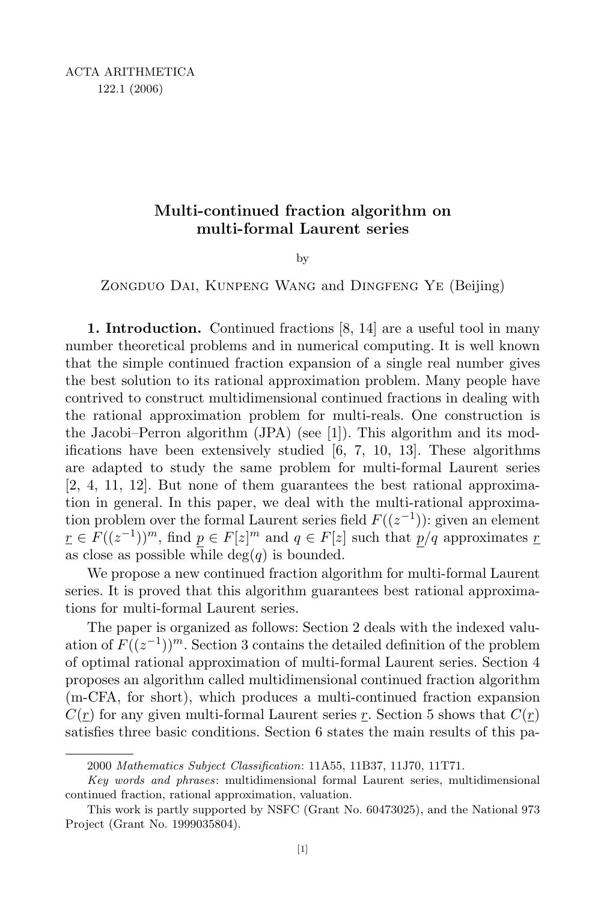ACTA ARITHMETICA
122.1 (2006)

# Multi-continued fraction algorithm on multi-formal Laurent series

by

Zongduo Dai, Kunpeng Wang and Dingfeng Ye (Beijing)

**1. Introduction.** Continued fractions [8, 14] are a useful tool in many number theoretical problems and in numerical computing. It is well known that the simple continued fraction expansion of a single real number gives the best solution to its rational approximation problem. Many people have contrived to construct multidimensional continued fractions in dealing with the rational approximation problem for multi-reals. One construction is the Jacobi–Perron algorithm (JPA) (see [1]). This algorithm and its modifications have been extensively studied [6, 7, 10, 13]. These algorithms are adapted to study the same problem for multi-formal Laurent series [2, 4, 11, 12]. But none of them guarantees the best rational approximation in general. In this paper, we deal with the multi-rational approximation problem over the formal Laurent series field $F((z^{-1}))$: given an element $\underline{r} \in F((z^{-1}))^m$, find $\underline{p} \in F[z]^m$ and $q \in F[z]$ such that $\underline{p}/q$ approximates $\underline{r}$ as close as possible while $\deg(q)$ is bounded.

We propose a new continued fraction algorithm for multi-formal Laurent series. It is proved that this algorithm guarantees best rational approximations for multi-formal Laurent series.

The paper is organized as follows: Section 2 deals with the indexed valuation of $F((z^{-1}))^m$. Section 3 contains the detailed definition of the problem of optimal rational approximation of multi-formal Laurent series. Section 4 proposes an algorithm called multidimensional continued fraction algorithm (m-CFA, for short), which produces a multi-continued fraction expansion $C(\underline{r})$ for any given multi-formal Laurent series $\underline{r}$. Section 5 shows that $C(\underline{r})$ satisfies three basic conditions. Section 6 states the main results of this pa-

2000 *Mathematics Subject Classification*: 11A55, 11B37, 11J70, 11T71.

*Key words and phrases*: multidimensional formal Laurent series, multidimensional continued fraction, rational approximation, valuation.

This work is partly supported by NSFC (Grant No. 60473025), and the National 973 Project (Grant No. 1999035804).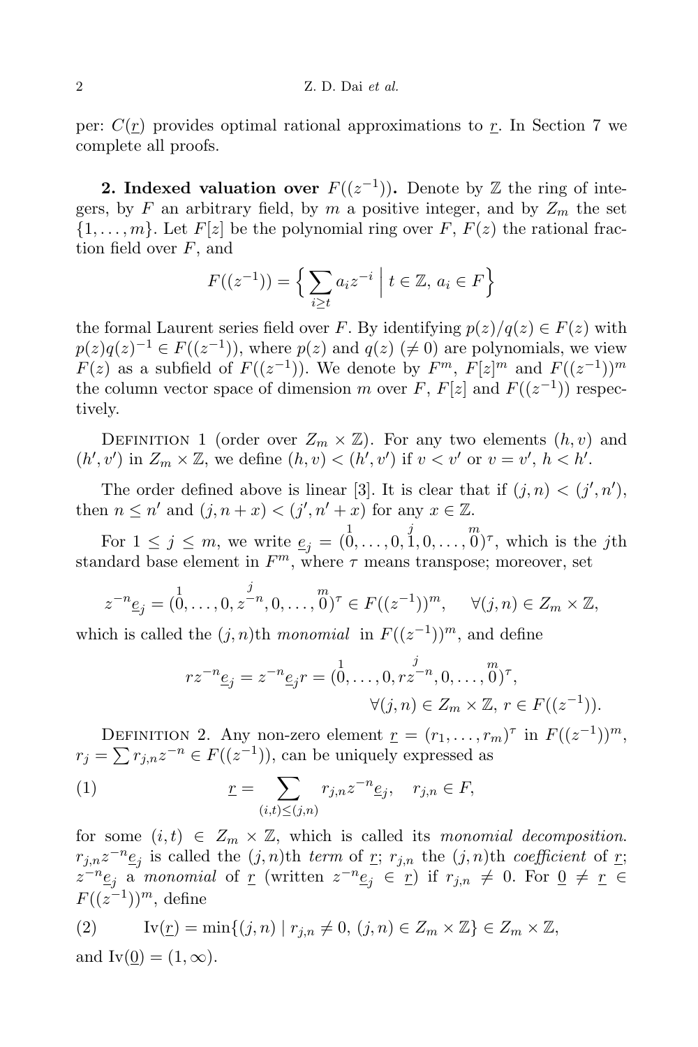per: $C(\underline{r})$ provides optimal rational approximations to $\underline{r}$. In Section 7 we complete all proofs.

**2. Indexed valuation over** $F((z^{-1}))$**.** Denote by $\mathbb{Z}$ the ring of integers, by $F$ an arbitrary field, by $m$ a positive integer, and by $Z_m$ the set $\{1, \dots, m\}$. Let $F[z]$ be the polynomial ring over $F$, $F(z)$ the rational fraction field over $F$, and

$$F((z^{-1})) = \Big\{ \sum_{i \geq t} a_i z^{-i} \Bigm| t \in \mathbb{Z},\ a_i \in F \Big\}$$

the formal Laurent series field over $F$. By identifying $p(z)/q(z) \in F(z)$ with $p(z)q(z)^{-1} \in F((z^{-1}))$, where $p(z)$ and $q(z)$ ($\neq 0$) are polynomials, we view $F(z)$ as a subfield of $F((z^{-1}))$. We denote by $F^m$, $F[z]^m$ and $F((z^{-1}))^m$ the column vector space of dimension $m$ over $F$, $F[z]$ and $F((z^{-1}))$ respectively.

Definition 1 (order over $Z_m \times \mathbb{Z}$). For any two elements $(h, v)$ and $(h', v')$ in $Z_m \times \mathbb{Z}$, we define $(h, v) < (h', v')$ if $v < v'$ or $v = v'$, $h < h'$.

The order defined above is linear [3]. It is clear that if $(j, n) < (j', n')$, then $n \leq n'$ and $(j, n + x) < (j', n' + x)$ for any $x \in \mathbb{Z}$.

For $1 \leq j \leq m$, we write $\underline{e}_j = (\overset{1}{0}, \dots, 0, \overset{j}{1}, 0, \dots, \overset{m}{0})^\tau$, which is the $j$th standard base element in $F^m$, where $\tau$ means transpose; moreover, set

$$z^{-n}\underline{e}_j = (\overset{1}{0}, \dots, 0, \overset{j}{z^{-n}}, 0, \dots, \overset{m}{0})^\tau \in F((z^{-1}))^m, \quad \forall (j, n) \in Z_m \times \mathbb{Z},$$

which is called the $(j, n)$th *monomial* in $F((z^{-1}))^m$, and define

$$r z^{-n}\underline{e}_j = z^{-n}\underline{e}_j r = (\overset{1}{0}, \dots, 0, \overset{j}{r z^{-n}}, 0, \dots, \overset{m}{0})^\tau, \quad \forall (j, n) \in Z_m \times \mathbb{Z},\ r \in F((z^{-1})).$$

Definition 2. Any non-zero element $\underline{r} = (r_1, \dots, r_m)^\tau$ in $F((z^{-1}))^m$, $r_j = \sum r_{j,n} z^{-n} \in F((z^{-1}))$, can be uniquely expressed as

$$\underline{r} = \sum_{(i,t) \leq (j,n)} r_{j,n} z^{-n} \underline{e}_j, \quad r_{j,n} \in F, \tag{1}$$

for some $(i, t) \in Z_m \times \mathbb{Z}$, which is called its *monomial decomposition*. $r_{j,n} z^{-n}\underline{e}_j$ is called the $(j, n)$th *term* of $\underline{r}$; $r_{j,n}$ the $(j, n)$th *coefficient* of $\underline{r}$; $z^{-n}\underline{e}_j$ a *monomial* of $\underline{r}$ (written $z^{-n}\underline{e}_j \in \underline{r}$) if $r_{j,n} \neq 0$. For $\underline{0} \neq \underline{r} \in F((z^{-1}))^m$, define

$$\mathrm{Iv}(\underline{r}) = \min\{(j, n) \mid r_{j,n} \neq 0,\ (j, n) \in Z_m \times \mathbb{Z}\} \in Z_m \times \mathbb{Z}, \tag{2}$$

and $\mathrm{Iv}(\underline{0}) = (1, \infty)$.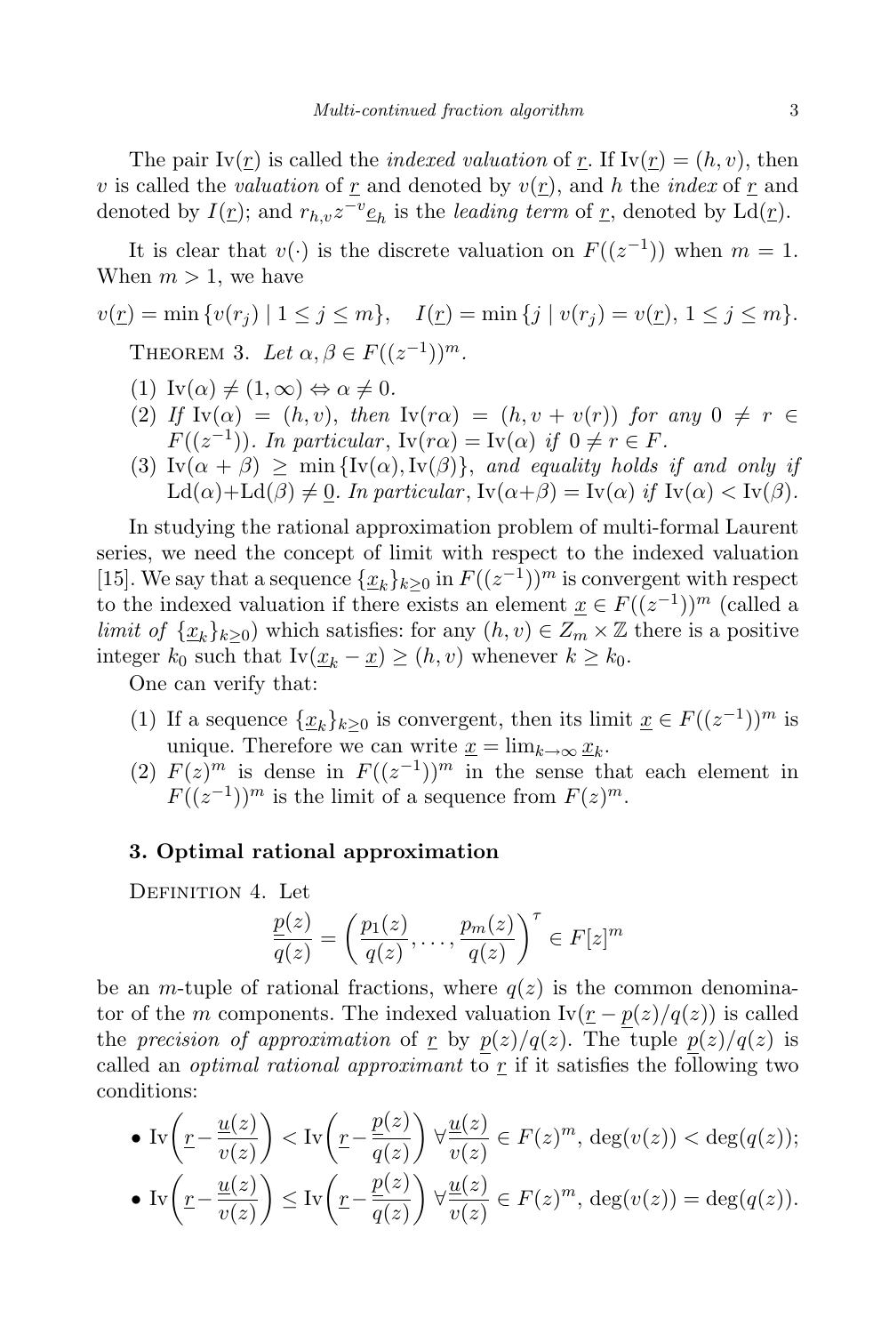The pair $\mathrm{Iv}(\underline{r})$ is called the *indexed valuation* of $\underline{r}$. If $\mathrm{Iv}(\underline{r}) = (h, v)$, then $v$ is called the *valuation* of $\underline{r}$ and denoted by $v(\underline{r})$, and $h$ the *index* of $\underline{r}$ and denoted by $I(\underline{r})$; and $r_{h,v}z^{-v}\underline{e}_h$ is the *leading term* of $\underline{r}$, denoted by $\mathrm{Ld}(\underline{r})$.

It is clear that $v(\cdot)$ is the discrete valuation on $F((z^{-1}))$ when $m = 1$. When $m > 1$, we have

$$v(\underline{r}) = \min\{v(r_j) \mid 1 \le j \le m\}, \quad I(\underline{r}) = \min\{j \mid v(r_j) = v(\underline{r}),\ 1 \le j \le m\}.$$

THEOREM 3. *Let $\alpha, \beta \in F((z^{-1}))^m$.*

1. $\mathrm{Iv}(\alpha) \ne (1, \infty) \Leftrightarrow \alpha \ne 0$.
2. *If $\mathrm{Iv}(\alpha) = (h, v)$, then $\mathrm{Iv}(r\alpha) = (h, v + v(r))$ for any $0 \ne r \in F((z^{-1}))$. In particular, $\mathrm{Iv}(r\alpha) = \mathrm{Iv}(\alpha)$ if $0 \ne r \in F$.*
3. $\mathrm{Iv}(\alpha + \beta) \ge \min\{\mathrm{Iv}(\alpha), \mathrm{Iv}(\beta)\}$, *and equality holds if and only if $\mathrm{Ld}(\alpha)+\mathrm{Ld}(\beta) \ne \underline{0}$. In particular, $\mathrm{Iv}(\alpha+\beta) = \mathrm{Iv}(\alpha)$ if $\mathrm{Iv}(\alpha) < \mathrm{Iv}(\beta)$.*

In studying the rational approximation problem of multi-formal Laurent series, we need the concept of limit with respect to the indexed valuation [15]. We say that a sequence $\{\underline{x}_k\}_{k\ge 0}$ in $F((z^{-1}))^m$ is convergent with respect to the indexed valuation if there exists an element $\underline{x} \in F((z^{-1}))^m$ (called a *limit of* $\{\underline{x}_k\}_{k\ge 0}$) which satisfies: for any $(h, v) \in Z_m \times \mathbb{Z}$ there is a positive integer $k_0$ such that $\mathrm{Iv}(\underline{x}_k - \underline{x}) \ge (h, v)$ whenever $k \ge k_0$.

One can verify that:

1. If a sequence $\{\underline{x}_k\}_{k\ge 0}$ is convergent, then its limit $\underline{x} \in F((z^{-1}))^m$ is unique. Therefore we can write $\underline{x} = \lim_{k\to\infty} \underline{x}_k$.
2. $F(z)^m$ is dense in $F((z^{-1}))^m$ in the sense that each element in $F((z^{-1}))^m$ is the limit of a sequence from $F(z)^m$.

## 3. Optimal rational approximation

DEFINITION 4. Let

$$\frac{\underline{p}(z)}{q(z)} = \left(\frac{p_1(z)}{q(z)}, \ldots, \frac{p_m(z)}{q(z)}\right)^\tau \in F[z]^m$$

be an $m$-tuple of rational fractions, where $q(z)$ is the common denominator of the $m$ components. The indexed valuation $\mathrm{Iv}(\underline{r} - \underline{p}(z)/q(z))$ is called the *precision of approximation* of $\underline{r}$ by $\underline{p}(z)/q(z)$. The tuple $\underline{p}(z)/q(z)$ is called an *optimal rational approximant* to $\underline{r}$ if it satisfies the following two conditions:

- $\mathrm{Iv}\left(\underline{r} - \dfrac{\underline{u}(z)}{v(z)}\right) < \mathrm{Iv}\left(\underline{r} - \dfrac{\underline{p}(z)}{q(z)}\right)\ \forall \dfrac{\underline{u}(z)}{v(z)} \in F(z)^m,\ \deg(v(z)) < \deg(q(z))$;
- $\mathrm{Iv}\left(\underline{r} - \dfrac{\underline{u}(z)}{v(z)}\right) \le \mathrm{Iv}\left(\underline{r} - \dfrac{\underline{p}(z)}{q(z)}\right)\ \forall \dfrac{\underline{u}(z)}{v(z)} \in F(z)^m,\ \deg(v(z)) = \deg(q(z))$.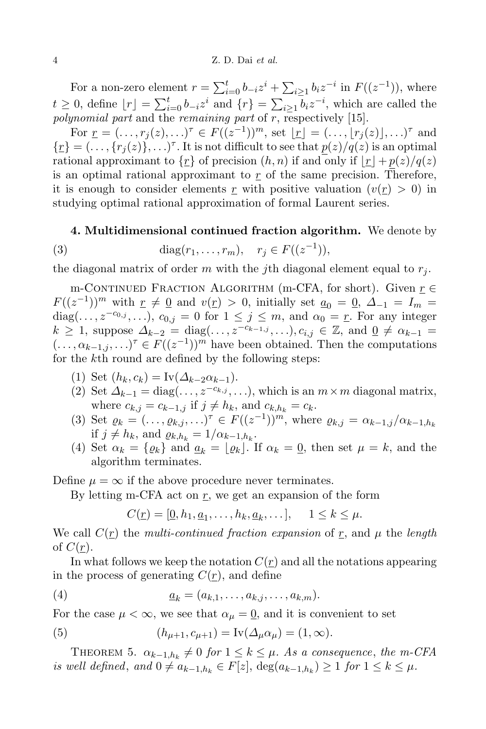For a non-zero element $r = \sum_{i=0}^{t} b_{-i}z^i + \sum_{i\geq 1} b_i z^{-i}$ in $F((z^{-1}))$, where $t \geq 0$, define $\lfloor r \rfloor = \sum_{i=0}^{t} b_{-i}z^i$ and $\{r\} = \sum_{i\geq 1} b_i z^{-i}$, which are called the *polynomial part* and the *remaining part* of $r$, respectively [15].

For $\underline{r} = (\ldots, r_j(z), \ldots)^\tau \in F((z^{-1}))^m$, set $\lfloor \underline{r} \rfloor = (\ldots, \lfloor r_j(z) \rfloor, \ldots)^\tau$ and $\{\underline{r}\} = (\ldots, \{r_j(z)\}, \ldots)^\tau$. It is not difficult to see that $\underline{p}(z)/q(z)$ is an optimal rational approximant to $\{\underline{r}\}$ of precision $(h, n)$ if and only if $\lfloor \underline{r} \rfloor + \underline{p}(z)/q(z)$ is an optimal rational approximant to $\underline{r}$ of the same precision. Therefore, it is enough to consider elements $\underline{r}$ with positive valuation ($v(\underline{r}) > 0$) in studying optimal rational approximation of formal Laurent series.

**4. Multidimensional continued fraction algorithm.** We denote by

$$\mathrm{diag}(r_1, \ldots, r_m), \quad r_j \in F((z^{-1})), \tag{3}$$

the diagonal matrix of order $m$ with the $j$th diagonal element equal to $r_j$.

m-Continued Fraction Algorithm (m-CFA, for short). Given $\underline{r} \in F((z^{-1}))^m$ with $\underline{r} \neq \underline{0}$ and $v(\underline{r}) > 0$, initially set $\underline{a}_0 = \underline{0}$, $\Delta_{-1} = I_m = \mathrm{diag}(\ldots, z^{-c_{0,j}}, \ldots)$, $c_{0,j} = 0$ for $1 \leq j \leq m$, and $\alpha_0 = \underline{r}$. For any integer $k \geq 1$, suppose $\Delta_{k-2} = \mathrm{diag}(\ldots, z^{-c_{k-1,j}}, \ldots), c_{i,j} \in \mathbb{Z}$, and $\underline{0} \neq \alpha_{k-1} = (\ldots, \alpha_{k-1,j}, \ldots)^\tau \in F((z^{-1}))^m$ have been obtained. Then the computations for the $k$th round are defined by the following steps:

1. Set $(h_k, c_k) = \mathrm{Iv}(\Delta_{k-2}\alpha_{k-1})$.
2. Set $\Delta_{k-1} = \mathrm{diag}(\ldots, z^{-c_{k,j}}, \ldots)$, which is an $m \times m$ diagonal matrix, where $c_{k,j} = c_{k-1,j}$ if $j \neq h_k$, and $c_{k,h_k} = c_k$.
3. Set $\varrho_k = (\ldots, \varrho_{k,j}, \ldots)^\tau \in F((z^{-1}))^m$, where $\varrho_{k,j} = \alpha_{k-1,j}/\alpha_{k-1,h_k}$ if $j \neq h_k$, and $\varrho_{k,h_k} = 1/\alpha_{k-1,h_k}$.
4. Set $\alpha_k = \{\varrho_k\}$ and $\underline{a}_k = \lfloor \varrho_k \rfloor$. If $\alpha_k = \underline{0}$, then set $\mu = k$, and the algorithm terminates.

Define $\mu = \infty$ if the above procedure never terminates.

By letting m-CFA act on $\underline{r}$, we get an expansion of the form

$$C(\underline{r}) = [\underline{0}, h_1, \underline{a}_1, \ldots, h_k, \underline{a}_k, \ldots], \quad 1 \leq k \leq \mu.$$

We call $C(\underline{r})$ the *multi-continued fraction expansion* of $\underline{r}$, and $\mu$ the *length* of $C(\underline{r})$.

In what follows we keep the notation $C(\underline{r})$ and all the notations appearing in the process of generating $C(\underline{r})$, and define

$$\underline{a}_k = (a_{k,1}, \ldots, a_{k,j}, \ldots, a_{k,m}). \tag{4}$$

For the case $\mu < \infty$, we see that $\alpha_\mu = \underline{0}$, and it is convenient to set

$$(h_{\mu+1}, c_{\mu+1}) = \mathrm{Iv}(\Delta_\mu \alpha_\mu) = (1, \infty). \tag{5}$$

Theorem 5. *$\alpha_{k-1,h_k} \neq 0$ for $1 \leq k \leq \mu$. As a consequence, the m-CFA is well defined, and $0 \neq a_{k-1,h_k} \in F[z]$, $\deg(a_{k-1,h_k}) \geq 1$ for $1 \leq k \leq \mu$.*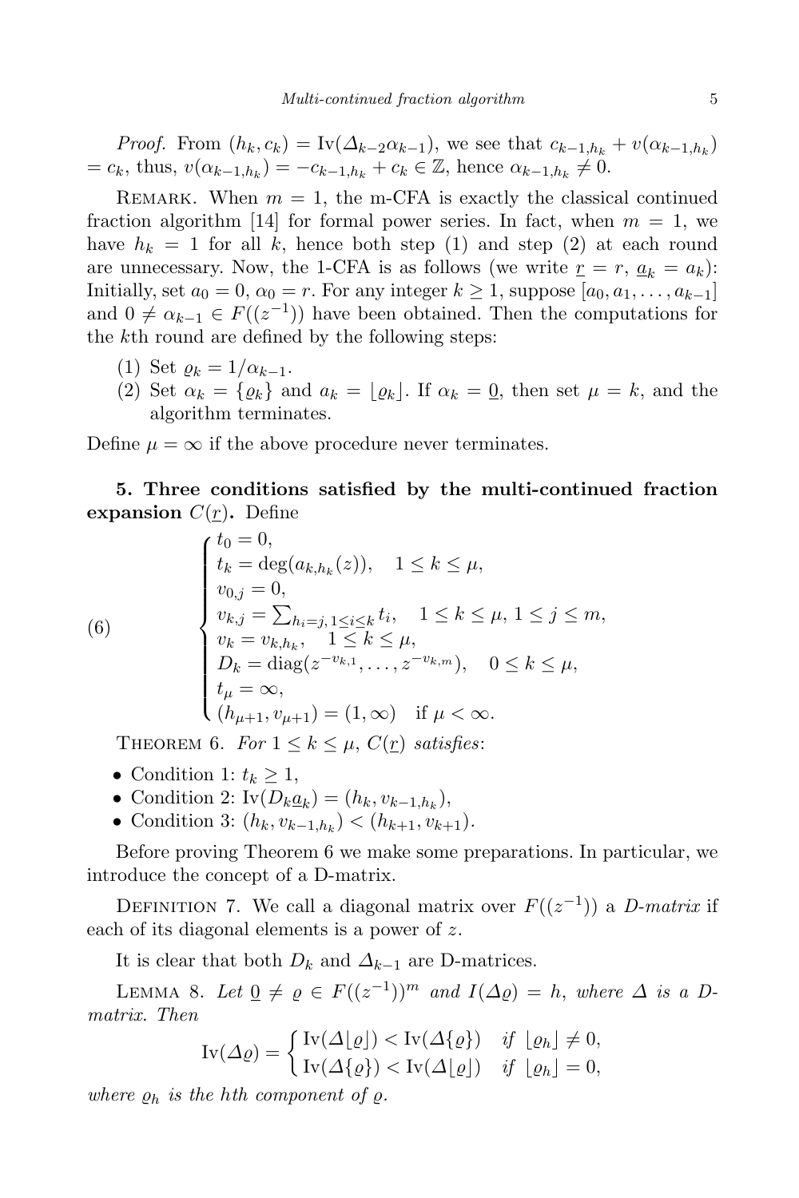*Proof.* From $(h_k, c_k) = \mathrm{Iv}(\Delta_{k-2}\alpha_{k-1})$, we see that $c_{k-1,h_k} + v(\alpha_{k-1,h_k}) = c_k$, thus, $v(\alpha_{k-1,h_k}) = -c_{k-1,h_k} + c_k \in \mathbb{Z}$, hence $\alpha_{k-1,h_k} \neq 0$.

Remark. When $m = 1$, the m-CFA is exactly the classical continued fraction algorithm [14] for formal power series. In fact, when $m = 1$, we have $h_k = 1$ for all $k$, hence both step (1) and step (2) at each round are unnecessary. Now, the 1-CFA is as follows (we write $\underline{r} = r$, $\underline{a}_k = a_k$): Initially, set $a_0 = 0$, $\alpha_0 = r$. For any integer $k \geq 1$, suppose $[a_0, a_1, \ldots, a_{k-1}]$ and $0 \neq \alpha_{k-1} \in F((z^{-1}))$ have been obtained. Then the computations for the $k$th round are defined by the following steps:

(1) Set $\varrho_k = 1/\alpha_{k-1}$.
(2) Set $\alpha_k = \{\varrho_k\}$ and $a_k = \lfloor \varrho_k \rfloor$. If $\alpha_k = \underline{0}$, then set $\mu = k$, and the algorithm terminates.

Define $\mu = \infty$ if the above procedure never terminates.

**5. Three conditions satisfied by the multi-continued fraction expansion $C(\underline{r})$.** Define

$$
(6) \qquad
\begin{cases}
t_0 = 0, \\
t_k = \deg(a_{k,h_k}(z)), \quad 1 \leq k \leq \mu, \\
v_{0,j} = 0, \\
v_{k,j} = \sum_{h_i = j,\, 1 \leq i \leq k} t_i, \quad 1 \leq k \leq \mu,\ 1 \leq j \leq m, \\
v_k = v_{k,h_k}, \quad 1 \leq k \leq \mu, \\
D_k = \mathrm{diag}(z^{-v_{k,1}}, \ldots, z^{-v_{k,m}}), \quad 0 \leq k \leq \mu, \\
t_\mu = \infty, \\
(h_{\mu+1}, v_{\mu+1}) = (1, \infty) \quad \text{if } \mu < \infty.
\end{cases}
$$

Theorem 6. *For $1 \leq k \leq \mu$, $C(\underline{r})$ satisfies*:

- Condition 1: $t_k \geq 1$,
- Condition 2: $\mathrm{Iv}(D_k \underline{a}_k) = (h_k, v_{k-1,h_k})$,
- Condition 3: $(h_k, v_{k-1,h_k}) < (h_{k+1}, v_{k+1})$.

Before proving Theorem 6 we make some preparations. In particular, we introduce the concept of a D-matrix.

Definition 7. We call a diagonal matrix over $F((z^{-1}))$ a *D-matrix* if each of its diagonal elements is a power of $z$.

It is clear that both $D_k$ and $\Delta_{k-1}$ are D-matrices.

Lemma 8. *Let $\underline{0} \neq \varrho \in F((z^{-1}))^m$ and $I(\Delta\varrho) = h$, where $\Delta$ is a D-matrix. Then*

$$
\mathrm{Iv}(\Delta\varrho) =
\begin{cases}
\mathrm{Iv}(\Delta\lfloor\varrho\rfloor) < \mathrm{Iv}(\Delta\{\varrho\}) & \text{if } \lfloor\varrho_h\rfloor \neq 0, \\
\mathrm{Iv}(\Delta\{\varrho\}) < \mathrm{Iv}(\Delta\lfloor\varrho\rfloor) & \text{if } \lfloor\varrho_h\rfloor = 0,
\end{cases}
$$

*where $\varrho_h$ is the $h$th component of $\varrho$.*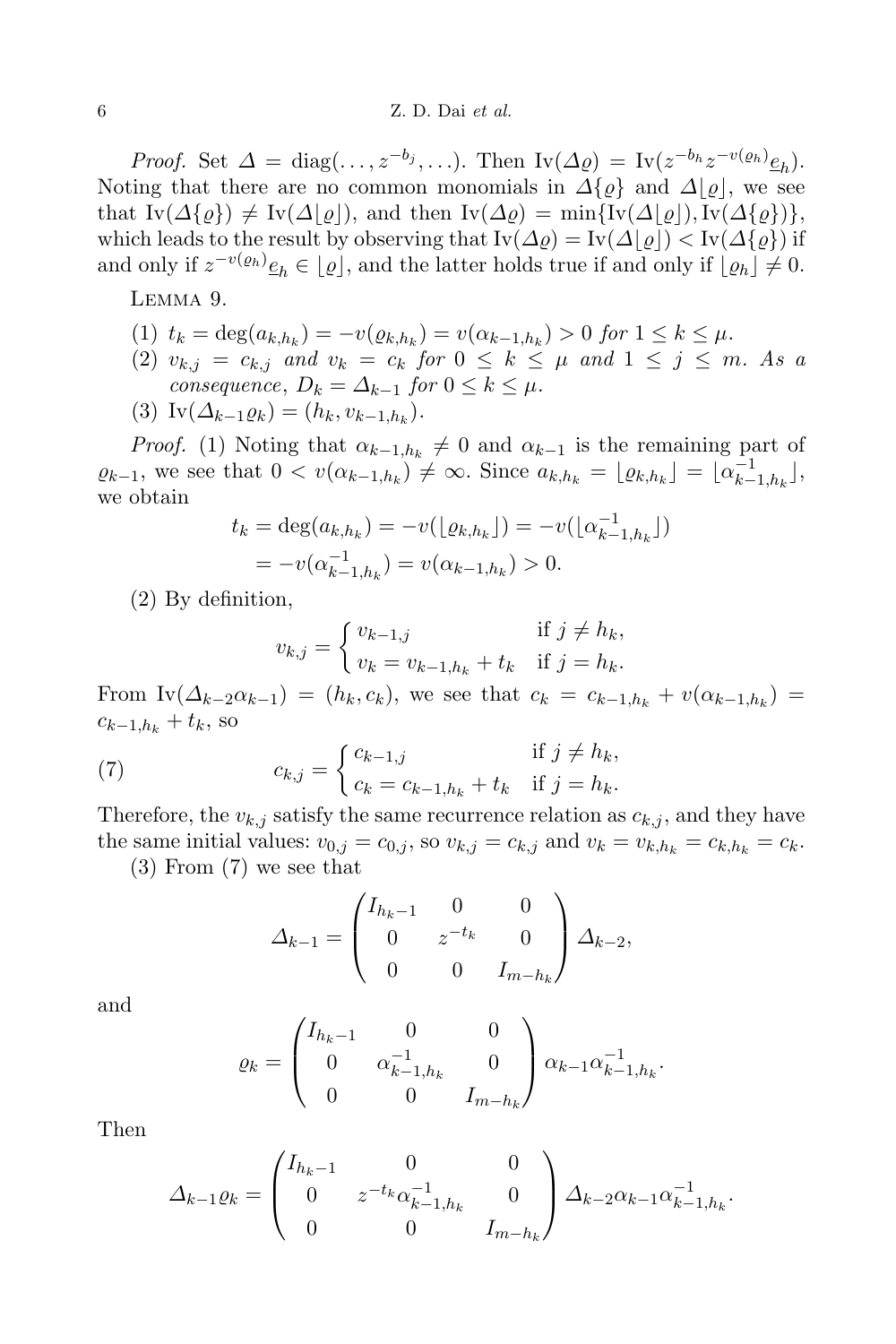*Proof.* Set $\Delta = \operatorname{diag}(\ldots, z^{-b_j}, \ldots)$. Then $\operatorname{Iv}(\Delta\varrho) = \operatorname{Iv}(z^{-b_h} z^{-v(\varrho_h)} \underline{e}_h)$. Noting that there are no common monomials in $\Delta\{\varrho\}$ and $\Delta\lfloor\varrho\rfloor$, we see that $\operatorname{Iv}(\Delta\{\varrho\}) \neq \operatorname{Iv}(\Delta\lfloor\varrho\rfloor)$, and then $\operatorname{Iv}(\Delta\varrho) = \min\{\operatorname{Iv}(\Delta\lfloor\varrho\rfloor), \operatorname{Iv}(\Delta\{\varrho\})\}$, which leads to the result by observing that $\operatorname{Iv}(\Delta\varrho) = \operatorname{Iv}(\Delta\lfloor\varrho\rfloor) < \operatorname{Iv}(\Delta\{\varrho\})$ if and only if $z^{-v(\varrho_h)}\underline{e}_h \in \lfloor\varrho\rfloor$, and the latter holds true if and only if $\lfloor\varrho_h\rfloor \neq 0$.

Lemma 9.

(1) $t_k = \deg(a_{k,h_k}) = -v(\varrho_{k,h_k}) = v(\alpha_{k-1,h_k}) > 0$ *for* $1 \leq k \leq \mu$.

(2) $v_{k,j} = c_{k,j}$ *and* $v_k = c_k$ *for* $0 \leq k \leq \mu$ *and* $1 \leq j \leq m$. *As a consequence*, $D_k = \Delta_{k-1}$ *for* $0 \leq k \leq \mu$.

(3) $\operatorname{Iv}(\Delta_{k-1}\varrho_k) = (h_k, v_{k-1,h_k})$.

*Proof.* (1) Noting that $\alpha_{k-1,h_k} \neq 0$ and $\alpha_{k-1}$ is the remaining part of $\varrho_{k-1}$, we see that $0 < v(\alpha_{k-1,h_k}) \neq \infty$. Since $a_{k,h_k} = \lfloor\varrho_{k,h_k}\rfloor = \lfloor\alpha^{-1}_{k-1,h_k}\rfloor$, we obtain

$$\begin{aligned} t_k = \deg(a_{k,h_k}) &= -v(\lfloor\varrho_{k,h_k}\rfloor) = -v(\lfloor\alpha^{-1}_{k-1,h_k}\rfloor) \\ &= -v(\alpha^{-1}_{k-1,h_k}) = v(\alpha_{k-1,h_k}) > 0. \end{aligned}$$

(2) By definition,

$$v_{k,j} = \begin{cases} v_{k-1,j} & \text{if } j \neq h_k, \\ v_k = v_{k-1,h_k} + t_k & \text{if } j = h_k. \end{cases}$$

From $\operatorname{Iv}(\Delta_{k-2}\alpha_{k-1}) = (h_k, c_k)$, we see that $c_k = c_{k-1,h_k} + v(\alpha_{k-1,h_k}) = c_{k-1,h_k} + t_k$, so

$$c_{k,j} = \begin{cases} c_{k-1,j} & \text{if } j \neq h_k, \\ c_k = c_{k-1,h_k} + t_k & \text{if } j = h_k. \end{cases} \tag{7}$$

Therefore, the $v_{k,j}$ satisfy the same recurrence relation as $c_{k,j}$, and they have the same initial values: $v_{0,j} = c_{0,j}$, so $v_{k,j} = c_{k,j}$ and $v_k = v_{k,h_k} = c_{k,h_k} = c_k$.

(3) From (7) we see that

$$\Delta_{k-1} = \begin{pmatrix} I_{h_k-1} & 0 & 0 \\ 0 & z^{-t_k} & 0 \\ 0 & 0 & I_{m-h_k} \end{pmatrix} \Delta_{k-2},$$

and

$$\varrho_k = \begin{pmatrix} I_{h_k-1} & 0 & 0 \\ 0 & \alpha^{-1}_{k-1,h_k} & 0 \\ 0 & 0 & I_{m-h_k} \end{pmatrix} \alpha_{k-1}\alpha^{-1}_{k-1,h_k}.$$

Then

$$\Delta_{k-1}\varrho_k = \begin{pmatrix} I_{h_k-1} & 0 & 0 \\ 0 & z^{-t_k}\alpha^{-1}_{k-1,h_k} & 0 \\ 0 & 0 & I_{m-h_k} \end{pmatrix} \Delta_{k-2}\alpha_{k-1}\alpha^{-1}_{k-1,h_k}.$$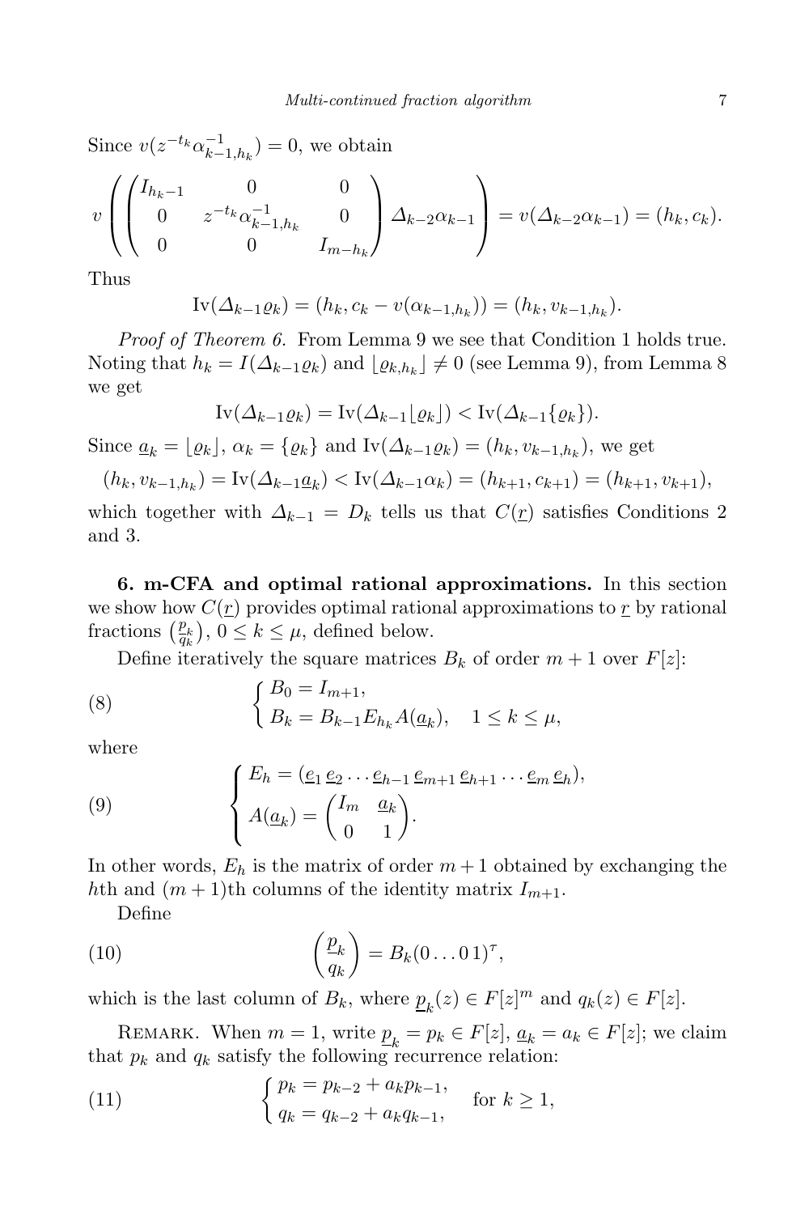Since $v(z^{-t_k}\alpha_{k-1,h_k}^{-1}) = 0$, we obtain

$$v\left(\begin{pmatrix} I_{h_k-1} & 0 & 0 \\ 0 & z^{-t_k}\alpha_{k-1,h_k}^{-1} & 0 \\ 0 & 0 & I_{m-h_k} \end{pmatrix} \Delta_{k-2}\alpha_{k-1}\right) = v(\Delta_{k-2}\alpha_{k-1}) = (h_k, c_k).$$

Thus

$$\mathrm{Iv}(\Delta_{k-1}\varrho_k) = (h_k, c_k - v(\alpha_{k-1,h_k})) = (h_k, v_{k-1,h_k}).$$

*Proof of Theorem 6.* From Lemma 9 we see that Condition 1 holds true. Noting that $h_k = I(\Delta_{k-1}\varrho_k)$ and $\lfloor \varrho_{k,h_k} \rfloor \neq 0$ (see Lemma 9), from Lemma 8 we get

$$\mathrm{Iv}(\Delta_{k-1}\varrho_k) = \mathrm{Iv}(\Delta_{k-1}\lfloor \varrho_k \rfloor) < \mathrm{Iv}(\Delta_{k-1}\{\varrho_k\}).$$

Since $\underline{a}_k = \lfloor \varrho_k \rfloor$, $\alpha_k = \{\varrho_k\}$ and $\mathrm{Iv}(\Delta_{k-1}\varrho_k) = (h_k, v_{k-1,h_k})$, we get

$$(h_k, v_{k-1,h_k}) = \mathrm{Iv}(\Delta_{k-1}\underline{a}_k) < \mathrm{Iv}(\Delta_{k-1}\alpha_k) = (h_{k+1}, c_{k+1}) = (h_{k+1}, v_{k+1}),$$

which together with $\Delta_{k-1} = D_k$ tells us that $C(\underline{r})$ satisfies Conditions 2 and 3.

**6. m-CFA and optimal rational approximations.** In this section we show how $C(\underline{r})$ provides optimal rational approximations to $\underline{r}$ by rational fractions $\left(\frac{\underline{p}_k}{q_k}\right)$, $0 \le k \le \mu$, defined below.

Define iteratively the square matrices $B_k$ of order $m+1$ over $F[z]$:

$$\begin{cases} B_0 = I_{m+1}, \\ B_k = B_{k-1}E_{h_k}A(\underline{a}_k), \quad 1 \le k \le \mu, \end{cases} \tag{8}$$

where

$$\begin{cases} E_h = (\underline{e}_1\, \underline{e}_2 \ldots \underline{e}_{h-1}\, \underline{e}_{m+1}\, \underline{e}_{h+1} \ldots \underline{e}_m\, \underline{e}_h), \\ A(\underline{a}_k) = \begin{pmatrix} I_m & \underline{a}_k \\ 0 & 1 \end{pmatrix}. \end{cases} \tag{9}$$

In other words, $E_h$ is the matrix of order $m+1$ obtained by exchanging the $h$th and $(m+1)$th columns of the identity matrix $I_{m+1}$.

Define

$$\begin{pmatrix} \underline{p}_k \\ q_k \end{pmatrix} = B_k(0\ldots 0\,1)^{\tau}, \tag{10}$$

which is the last column of $B_k$, where $\underline{p}_k(z) \in F[z]^m$ and $q_k(z) \in F[z]$.

Remark. When $m = 1$, write $\underline{p}_k = p_k \in F[z]$, $\underline{a}_k = a_k \in F[z]$; we claim that $p_k$ and $q_k$ satisfy the following recurrence relation:

$$\begin{cases} p_k = p_{k-2} + a_k p_{k-1}, \\ q_k = q_{k-2} + a_k q_{k-1}, \end{cases} \quad \text{for } k \ge 1, \tag{11}$$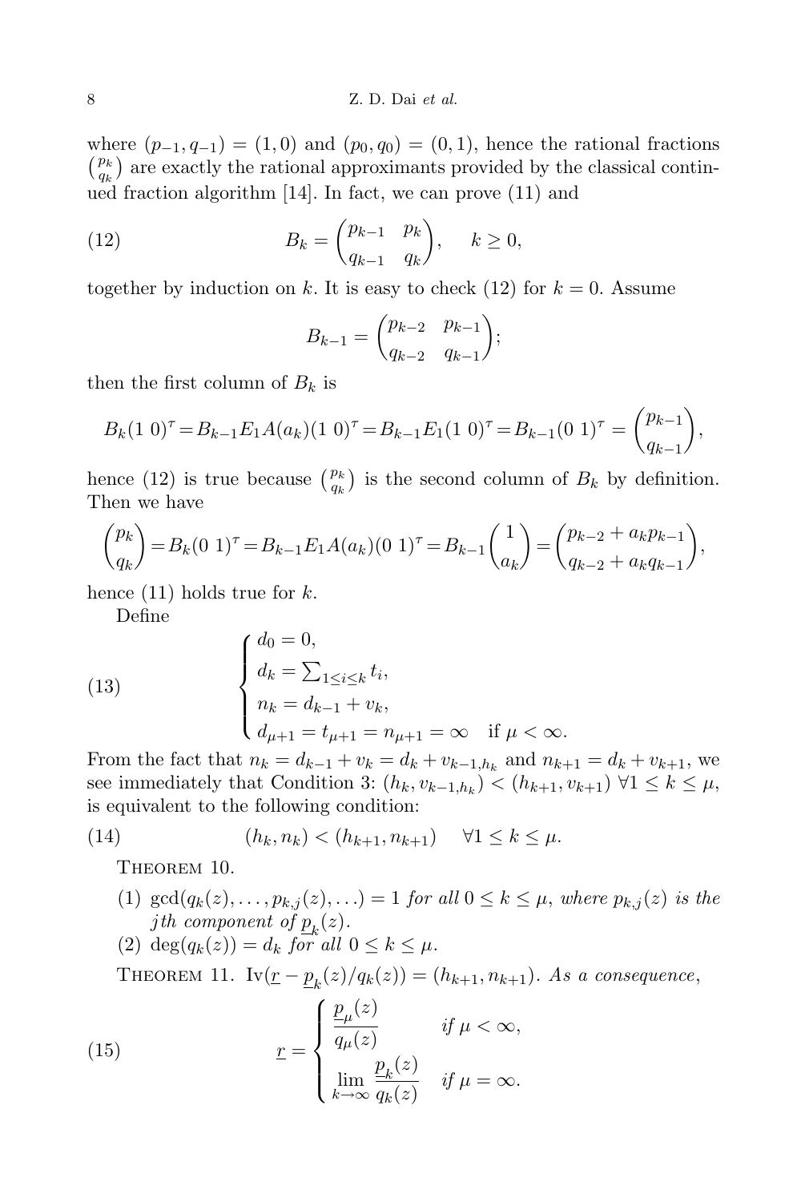where $(p_{-1}, q_{-1}) = (1, 0)$ and $(p_0, q_0) = (0, 1)$, hence the rational fractions $\binom{p_k}{q_k}$ are exactly the rational approximants provided by the classical continued fraction algorithm [14]. In fact, we can prove (11) and

$$B_k = \begin{pmatrix} p_{k-1} & p_k \\ q_{k-1} & q_k \end{pmatrix}, \quad k \geq 0, \tag{12}$$

together by induction on $k$. It is easy to check (12) for $k = 0$. Assume

$$B_{k-1} = \begin{pmatrix} p_{k-2} & p_{k-1} \\ q_{k-2} & q_{k-1} \end{pmatrix};$$

then the first column of $B_k$ is

$$B_k(1\ 0)^\tau = B_{k-1}E_1A(a_k)(1\ 0)^\tau = B_{k-1}E_1(1\ 0)^\tau = B_{k-1}(0\ 1)^\tau = \begin{pmatrix} p_{k-1} \\ q_{k-1} \end{pmatrix},$$

hence (12) is true because $\binom{p_k}{q_k}$ is the second column of $B_k$ by definition. Then we have

$$\begin{pmatrix} p_k \\ q_k \end{pmatrix} = B_k(0\ 1)^\tau = B_{k-1}E_1A(a_k)(0\ 1)^\tau = B_{k-1}\begin{pmatrix} 1 \\ a_k \end{pmatrix} = \begin{pmatrix} p_{k-2} + a_k p_{k-1} \\ q_{k-2} + a_k q_{k-1} \end{pmatrix},$$

hence (11) holds true for $k$.

Define

$$\begin{cases} d_0 = 0, \\ d_k = \sum_{1 \leq i \leq k} t_i, \\ n_k = d_{k-1} + v_k, \\ d_{\mu+1} = t_{\mu+1} = n_{\mu+1} = \infty \quad \text{if } \mu < \infty. \end{cases} \tag{13}$$

From the fact that $n_k = d_{k-1} + v_k = d_k + v_{k-1,h_k}$ and $n_{k+1} = d_k + v_{k+1}$, we see immediately that Condition 3: $(h_k, v_{k-1,h_k}) < (h_{k+1}, v_{k+1})$ $\forall 1 \leq k \leq \mu$, is equivalent to the following condition:

$$(h_k, n_k) < (h_{k+1}, n_{k+1}) \quad \forall 1 \leq k \leq \mu. \tag{14}$$

Theorem 10.

(1) $\gcd(q_k(z), \ldots, p_{k,j}(z), \ldots) = 1$ *for all* $0 \leq k \leq \mu$, *where* $p_{k,j}(z)$ *is the* $j$*th component of* $\underline{p}_k(z)$.

(2) $\deg(q_k(z)) = d_k$ *for all* $0 \leq k \leq \mu$.

Theorem 11. $\mathrm{Iv}(\underline{r} - \underline{p}_k(z)/q_k(z)) = (h_{k+1}, n_{k+1})$. *As a consequence,*

$$\underline{r} = \begin{cases} \dfrac{\underline{p}_\mu(z)}{q_\mu(z)} & \text{if } \mu < \infty, \\[2ex] \lim\limits_{k \to \infty} \dfrac{\underline{p}_k(z)}{q_k(z)} & \text{if } \mu = \infty. \end{cases} \tag{15}$$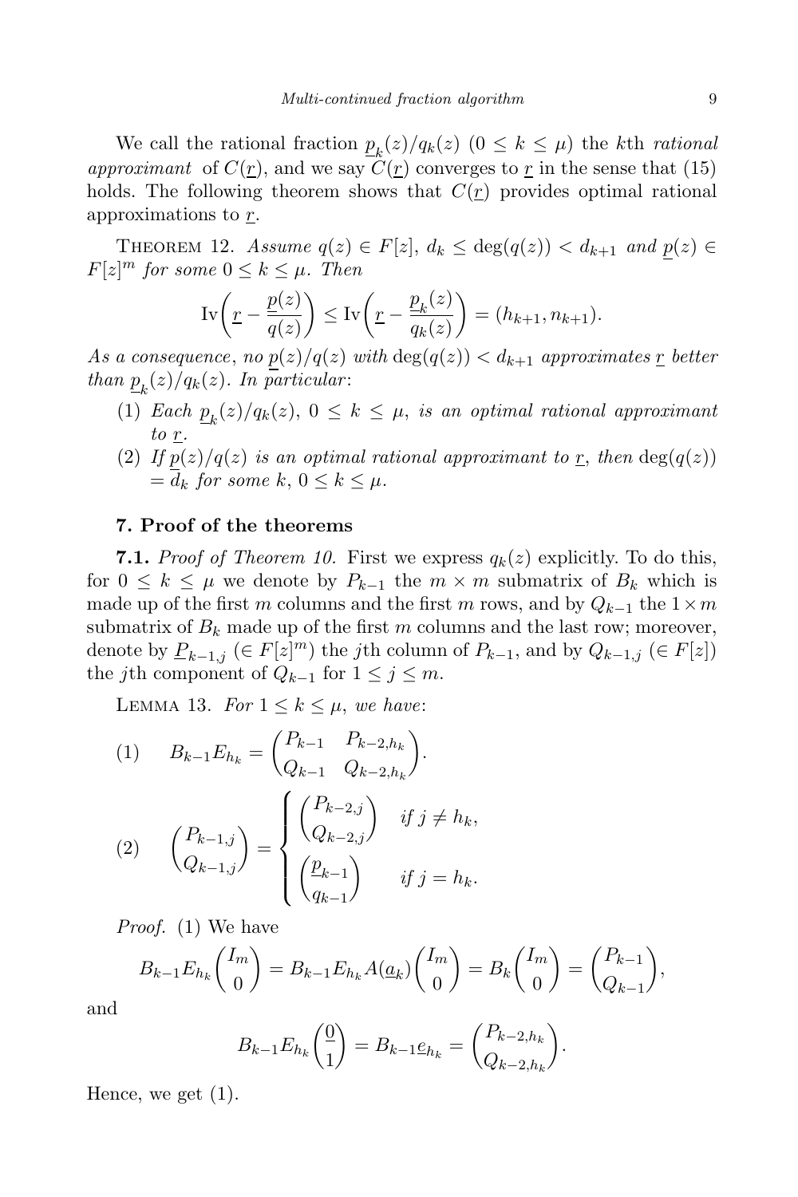We call the rational fraction $\underline{p}_k(z)/q_k(z)$ ($0 \le k \le \mu$) the $k$th *rational approximant* of $C(\underline{r})$, and we say $C(\underline{r})$ converges to $\underline{r}$ in the sense that (15) holds. The following theorem shows that $C(\underline{r})$ provides optimal rational approximations to $\underline{r}$.

Theorem 12. *Assume $q(z) \in F[z]$, $d_k \le \deg(q(z)) < d_{k+1}$ and $\underline{p}(z) \in F[z]^m$ for some $0 \le k \le \mu$. Then*

$$\mathrm{Iv}\bigg(\underline{r} - \frac{\underline{p}(z)}{q(z)}\bigg) \le \mathrm{Iv}\bigg(\underline{r} - \frac{\underline{p}_k(z)}{q_k(z)}\bigg) = (h_{k+1}, n_{k+1}).$$

*As a consequence, no $\underline{p}(z)/q(z)$ with $\deg(q(z)) < d_{k+1}$ approximates $\underline{r}$ better than $\underline{p}_k(z)/q_k(z)$. In particular*:

1. *Each $\underline{p}_k(z)/q_k(z)$, $0 \le k \le \mu$, is an optimal rational approximant to $\underline{r}$.*
2. *If $\underline{p}(z)/q(z)$ is an optimal rational approximant to $\underline{r}$, then $\deg(q(z)) = d_k$ for some $k$, $0 \le k \le \mu$.*

## 7. Proof of the theorems

**7.1.** *Proof of Theorem 10.* First we express $q_k(z)$ explicitly. To do this, for $0 \le k \le \mu$ we denote by $P_{k-1}$ the $m \times m$ submatrix of $B_k$ which is made up of the first $m$ columns and the first $m$ rows, and by $Q_{k-1}$ the $1 \times m$ submatrix of $B_k$ made up of the first $m$ columns and the last row; moreover, denote by $\underline{P}_{k-1,j}$ ($\in F[z]^m$) the $j$th column of $P_{k-1}$, and by $Q_{k-1,j}$ ($\in F[z]$) the $j$th component of $Q_{k-1}$ for $1 \le j \le m$.

Lemma 13. *For $1 \le k \le \mu$, we have*:

$$(1) \quad B_{k-1}E_{h_k} = \begin{pmatrix} P_{k-1} & \underline{P}_{k-2,h_k} \\ Q_{k-1} & Q_{k-2,h_k} \end{pmatrix}.$$

$$(2) \quad \begin{pmatrix} \underline{P}_{k-1,j} \\ Q_{k-1,j} \end{pmatrix} = \begin{cases} \begin{pmatrix} \underline{P}_{k-2,j} \\ Q_{k-2,j} \end{pmatrix} & \text{if } j \ne h_k, \\ \begin{pmatrix} \underline{p}_{k-1} \\ q_{k-1} \end{pmatrix} & \text{if } j = h_k. \end{cases}$$

*Proof.* (1) We have

$$B_{k-1}E_{h_k}\begin{pmatrix} I_m \\ 0 \end{pmatrix} = B_{k-1}E_{h_k}A(\underline{a}_k)\begin{pmatrix} I_m \\ 0 \end{pmatrix} = B_k\begin{pmatrix} I_m \\ 0 \end{pmatrix} = \begin{pmatrix} P_{k-1} \\ Q_{k-1} \end{pmatrix},$$

and

$$B_{k-1}E_{h_k}\begin{pmatrix} \underline{0} \\ 1 \end{pmatrix} = B_{k-1}\underline{e}_{h_k} = \begin{pmatrix} \underline{P}_{k-2,h_k} \\ Q_{k-2,h_k} \end{pmatrix}.$$

Hence, we get (1).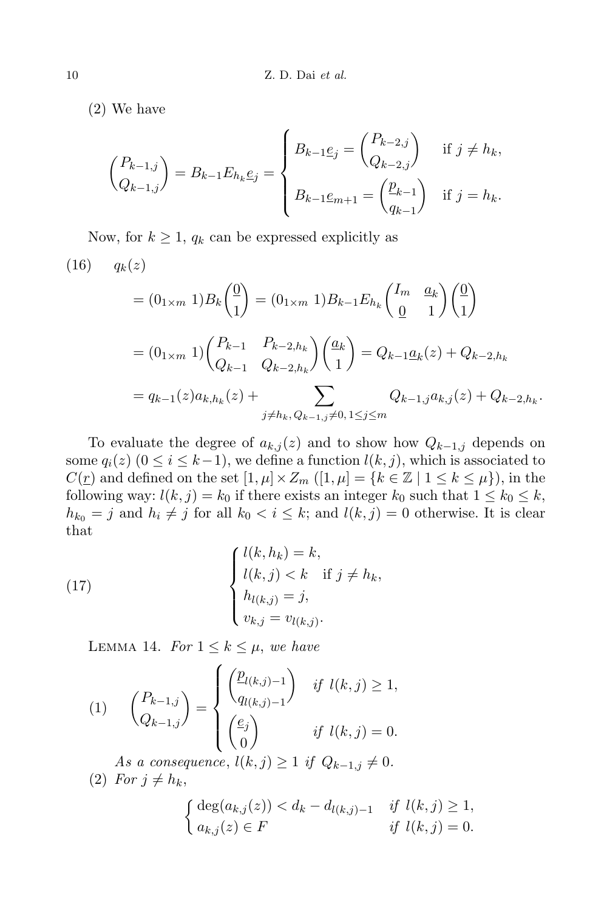(2) We have

$$\begin{pmatrix} P_{k-1,j} \\ Q_{k-1,j} \end{pmatrix} = B_{k-1}E_{h_k}\underline{e}_j = \begin{cases} B_{k-1}\underline{e}_j = \begin{pmatrix} P_{k-2,j} \\ Q_{k-2,j} \end{pmatrix} & \text{if } j \neq h_k, \\[2ex] B_{k-1}\underline{e}_{m+1} = \begin{pmatrix} \underline{p}_{k-1} \\ q_{k-1} \end{pmatrix} & \text{if } j = h_k. \end{cases}$$

Now, for $k \geq 1$, $q_k$ can be expressed explicitly as

$$\begin{aligned}
(16)\qquad & q_k(z) \\
&= (0_{1\times m}\ 1)B_k\begin{pmatrix} \underline{0} \\ 1 \end{pmatrix} = (0_{1\times m}\ 1)B_{k-1}E_{h_k}\begin{pmatrix} I_m & \underline{a}_k \\ \underline{0} & 1 \end{pmatrix}\begin{pmatrix} \underline{0} \\ 1 \end{pmatrix} \\
&= (0_{1\times m}\ 1)\begin{pmatrix} P_{k-1} & P_{k-2,h_k} \\ Q_{k-1} & Q_{k-2,h_k} \end{pmatrix}\begin{pmatrix} \underline{a}_k \\ 1 \end{pmatrix} = Q_{k-1}\underline{a}_k(z) + Q_{k-2,h_k} \\
&= q_{k-1}(z)a_{k,h_k}(z) + \sum_{j\neq h_k,\, Q_{k-1,j}\neq 0,\, 1\leq j\leq m} Q_{k-1,j}a_{k,j}(z) + Q_{k-2,h_k}.
\end{aligned}$$

To evaluate the degree of $a_{k,j}(z)$ and to show how $Q_{k-1,j}$ depends on some $q_i(z)$ $(0 \leq i \leq k-1)$, we define a function $l(k,j)$, which is associated to $C(\underline{r})$ and defined on the set $[1,\mu] \times Z_m$ $([1,\mu] = \{k \in \mathbb{Z} \mid 1 \leq k \leq \mu\})$, in the following way: $l(k,j) = k_0$ if there exists an integer $k_0$ such that $1 \leq k_0 \leq k$, $h_{k_0} = j$ and $h_i \neq j$ for all $k_0 < i \leq k$; and $l(k,j) = 0$ otherwise. It is clear that

$$(17)\qquad \begin{cases} l(k,h_k) = k, \\ l(k,j) < k \quad \text{if } j \neq h_k, \\ h_{l(k,j)} = j, \\ v_{k,j} = v_{l(k,j)}. \end{cases}$$

Lemma 14. *For $1 \leq k \leq \mu$, we have*

(1) $$\begin{pmatrix} P_{k-1,j} \\ Q_{k-1,j} \end{pmatrix} = \begin{cases} \begin{pmatrix} \underline{p}_{l(k,j)-1} \\ q_{l(k,j)-1} \end{pmatrix} & \textit{if } l(k,j) \geq 1, \\[2ex] \begin{pmatrix} \underline{e}_j \\ 0 \end{pmatrix} & \textit{if } l(k,j) = 0. \end{cases}$$

*As a consequence, $l(k,j) \geq 1$ if $Q_{k-1,j} \neq 0$.*

(2) *For $j \neq h_k$,*

$$\begin{cases} \deg(a_{k,j}(z)) < d_k - d_{l(k,j)-1} & \textit{if } l(k,j) \geq 1, \\ a_{k,j}(z) \in F & \textit{if } l(k,j) = 0. \end{cases}$$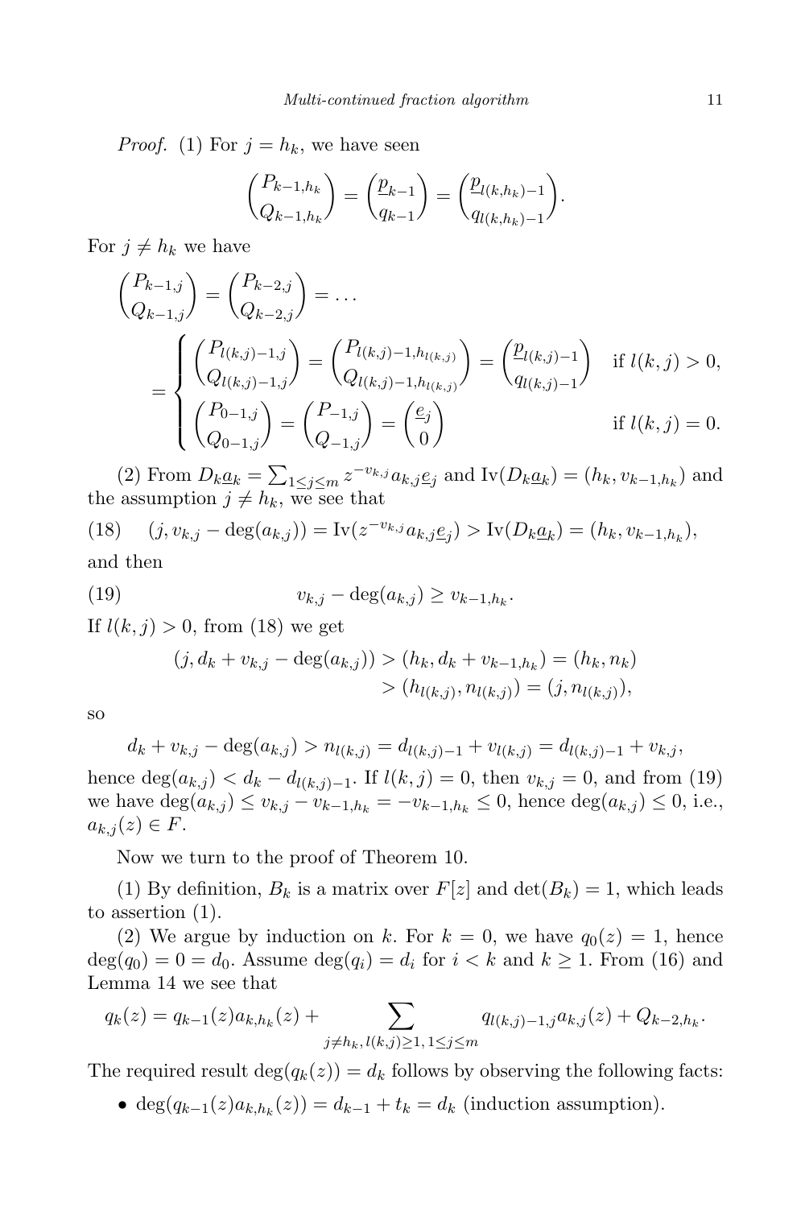*Proof.* (1) For $j = h_k$, we have seen

$$\begin{pmatrix} P_{k-1,h_k} \\ Q_{k-1,h_k} \end{pmatrix} = \begin{pmatrix} \underline{p}_{k-1} \\ q_{k-1} \end{pmatrix} = \begin{pmatrix} \underline{p}_{l(k,h_k)-1} \\ q_{l(k,h_k)-1} \end{pmatrix}.$$

For $j \neq h_k$ we have

$$\begin{pmatrix} P_{k-1,j} \\ Q_{k-1,j} \end{pmatrix} = \begin{pmatrix} P_{k-2,j} \\ Q_{k-2,j} \end{pmatrix} = \dots$$

$$= \begin{cases} \begin{pmatrix} P_{l(k,j)-1,j} \\ Q_{l(k,j)-1,j} \end{pmatrix} = \begin{pmatrix} P_{l(k,j)-1,h_{l(k,j)}} \\ Q_{l(k,j)-1,h_{l(k,j)}} \end{pmatrix} = \begin{pmatrix} \underline{p}_{l(k,j)-1} \\ q_{l(k,j)-1} \end{pmatrix} & \text{if } l(k,j) > 0, \\ \begin{pmatrix} P_{0-1,j} \\ Q_{0-1,j} \end{pmatrix} = \begin{pmatrix} P_{-1,j} \\ Q_{-1,j} \end{pmatrix} = \begin{pmatrix} \underline{e}_j \\ 0 \end{pmatrix} & \text{if } l(k,j) = 0. \end{cases}$$

(2) From $D_k \underline{a}_k = \sum_{1 \le j \le m} z^{-v_{k,j}} a_{k,j} \underline{e}_j$ and $\mathrm{Iv}(D_k \underline{a}_k) = (h_k, v_{k-1,h_k})$ and the assumption $j \neq h_k$, we see that

$$(18) \qquad (j, v_{k,j} - \deg(a_{k,j})) = \mathrm{Iv}(z^{-v_{k,j}} a_{k,j} \underline{e}_j) > \mathrm{Iv}(D_k \underline{a}_k) = (h_k, v_{k-1,h_k}),$$

and then

$$(19) \qquad v_{k,j} - \deg(a_{k,j}) \ge v_{k-1,h_k}.$$

If $l(k,j) > 0$, from (18) we get

$$\begin{aligned}(j, d_k + v_{k,j} - \deg(a_{k,j})) &> (h_k, d_k + v_{k-1,h_k}) = (h_k, n_k) \\ &> (h_{l(k,j)}, n_{l(k,j)}) = (j, n_{l(k,j)}),\end{aligned}$$

so

$$d_k + v_{k,j} - \deg(a_{k,j}) > n_{l(k,j)} = d_{l(k,j)-1} + v_{l(k,j)} = d_{l(k,j)-1} + v_{k,j},$$

hence $\deg(a_{k,j}) < d_k - d_{l(k,j)-1}$. If $l(k,j) = 0$, then $v_{k,j} = 0$, and from (19) we have $\deg(a_{k,j}) \le v_{k,j} - v_{k-1,h_k} = -v_{k-1,h_k} \le 0$, hence $\deg(a_{k,j}) \le 0$, i.e., $a_{k,j}(z) \in F$.

Now we turn to the proof of Theorem 10.

(1) By definition, $B_k$ is a matrix over $F[z]$ and $\det(B_k) = 1$, which leads to assertion (1).

(2) We argue by induction on $k$. For $k = 0$, we have $q_0(z) = 1$, hence $\deg(q_0) = 0 = d_0$. Assume $\deg(q_i) = d_i$ for $i < k$ and $k \ge 1$. From (16) and Lemma 14 we see that

$$q_k(z) = q_{k-1}(z) a_{k,h_k}(z) + \sum_{j \neq h_k,\, l(k,j) \ge 1,\, 1 \le j \le m} q_{l(k,j)-1,j} a_{k,j}(z) + Q_{k-2,h_k}.$$

The required result $\deg(q_k(z)) = d_k$ follows by observing the following facts:

- $\deg(q_{k-1}(z) a_{k,h_k}(z)) = d_{k-1} + t_k = d_k$ (induction assumption).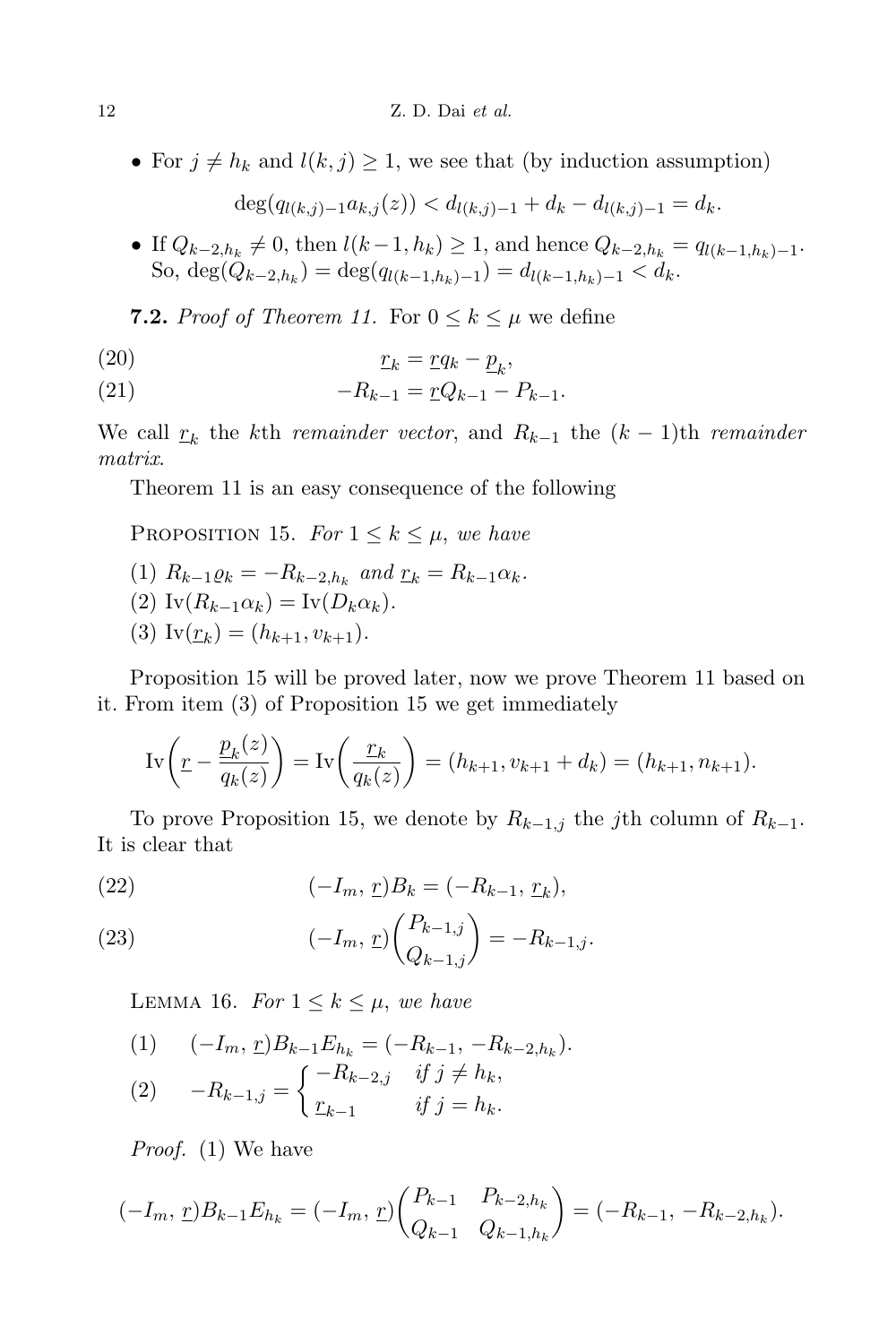- For $j \neq h_k$ and $l(k,j) \geq 1$, we see that (by induction assumption)

$$\deg(q_{l(k,j)-1} a_{k,j}(z)) < d_{l(k,j)-1} + d_k - d_{l(k,j)-1} = d_k.$$

- If $Q_{k-2,h_k} \neq 0$, then $l(k-1,h_k) \geq 1$, and hence $Q_{k-2,h_k} = q_{l(k-1,h_k)-1}$. So, $\deg(Q_{k-2,h_k}) = \deg(q_{l(k-1,h_k)-1}) = d_{l(k-1,h_k)-1} < d_k$.

**7.2.** *Proof of Theorem 11.* For $0 \leq k \leq \mu$ we define

$$\underline{r}_k = \underline{r} q_k - \underline{p}_k, \tag{20}$$

$$-R_{k-1} = \underline{r} Q_{k-1} - P_{k-1}. \tag{21}$$

We call $\underline{r}_k$ the $k$th *remainder vector*, and $R_{k-1}$ the $(k-1)$th *remainder matrix*.

Theorem 11 is an easy consequence of the following

PROPOSITION 15. *For $1 \leq k \leq \mu$, we have*

(1) $R_{k-1}\varrho_k = -R_{k-2,h_k}$ *and* $\underline{r}_k = R_{k-1}\alpha_k$.

(2) $\mathrm{Iv}(R_{k-1}\alpha_k) = \mathrm{Iv}(D_k\alpha_k)$.

(3) $\mathrm{Iv}(\underline{r}_k) = (h_{k+1}, v_{k+1})$.

Proposition 15 will be proved later, now we prove Theorem 11 based on it. From item (3) of Proposition 15 we get immediately

$$\mathrm{Iv}\left(\underline{r} - \frac{\underline{p}_k(z)}{q_k(z)}\right) = \mathrm{Iv}\left(\frac{\underline{r}_k}{q_k(z)}\right) = (h_{k+1}, v_{k+1} + d_k) = (h_{k+1}, n_{k+1}).$$

To prove Proposition 15, we denote by $R_{k-1,j}$ the $j$th column of $R_{k-1}$. It is clear that

$$(-I_m, \underline{r})B_k = (-R_{k-1}, \underline{r}_k), \tag{22}$$

$$(-I_m, \underline{r})\begin{pmatrix} P_{k-1,j} \\ Q_{k-1,j} \end{pmatrix} = -R_{k-1,j}. \tag{23}$$

LEMMA 16. *For $1 \leq k \leq \mu$, we have*

(1) $\quad (-I_m, \underline{r})B_{k-1}E_{h_k} = (-R_{k-1}, -R_{k-2,h_k})$.

(2) $\quad -R_{k-1,j} = \begin{cases} -R_{k-2,j} & \text{if } j \neq h_k, \\ \underline{r}_{k-1} & \text{if } j = h_k. \end{cases}$

*Proof.* (1) We have

$$(-I_m, \underline{r})B_{k-1}E_{h_k} = (-I_m, \underline{r})\begin{pmatrix} P_{k-1} & P_{k-2,h_k} \\ Q_{k-1} & Q_{k-1,h_k} \end{pmatrix} = (-R_{k-1}, -R_{k-2,h_k}).$$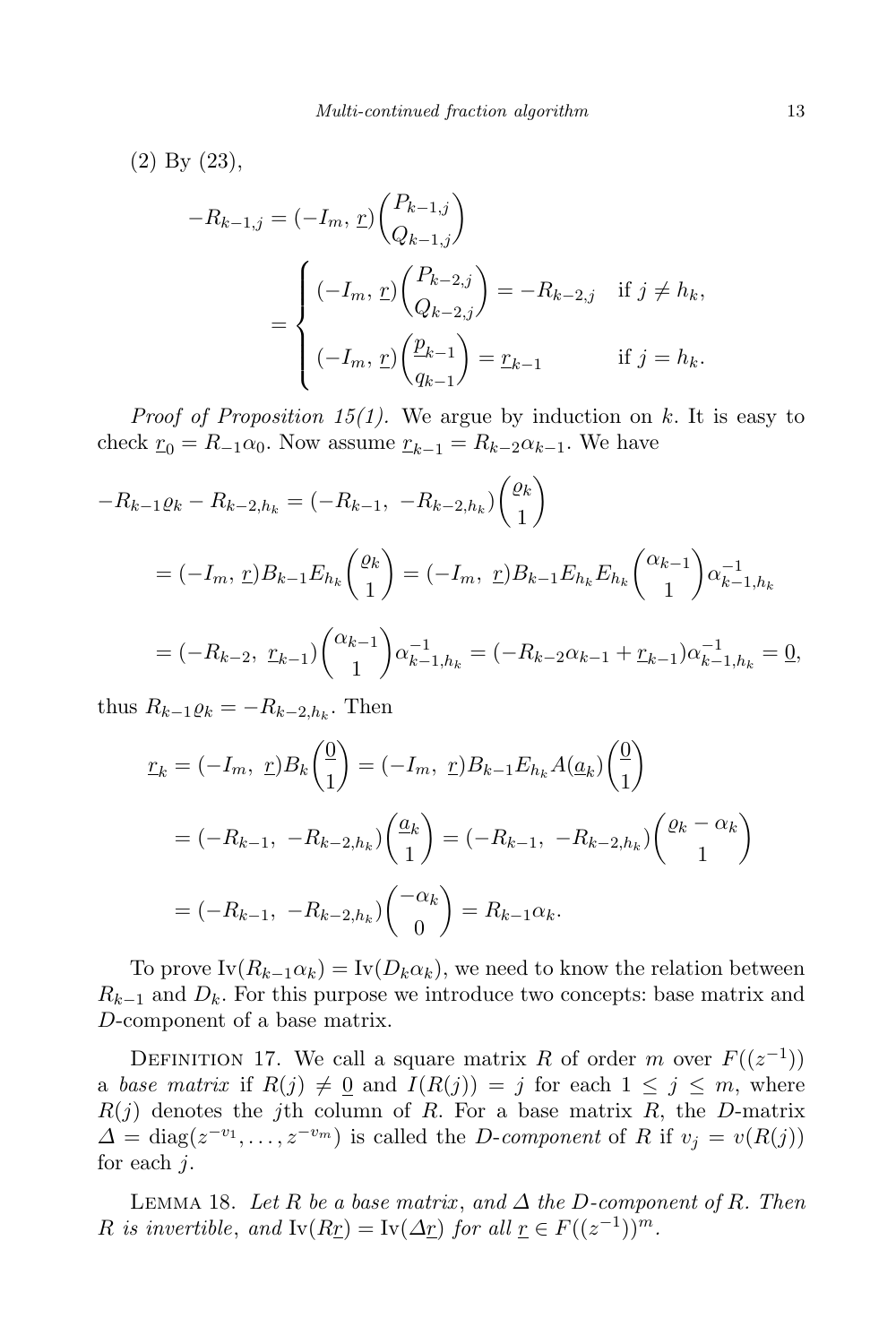(2) By (23),

$$
\begin{aligned}
-R_{k-1,j} &= (-I_m,\, \underline{r})\begin{pmatrix} P_{k-1,j} \\ Q_{k-1,j} \end{pmatrix} \\
&= \begin{cases} (-I_m,\, \underline{r})\begin{pmatrix} P_{k-2,j} \\ Q_{k-2,j} \end{pmatrix} = -R_{k-2,j} & \text{if } j \neq h_k, \\ (-I_m,\, \underline{r})\begin{pmatrix} \underline{p}_{k-1} \\ q_{k-1} \end{pmatrix} = \underline{r}_{k-1} & \text{if } j = h_k. \end{cases}
\end{aligned}
$$

*Proof of Proposition 15(1).* We argue by induction on $k$. It is easy to check $\underline{r}_0 = R_{-1}\alpha_0$. Now assume $\underline{r}_{k-1} = R_{k-2}\alpha_{k-1}$. We have

$$
\begin{aligned}
-R_{k-1}\varrho_k - R_{k-2,h_k} &= (-R_{k-1},\ -R_{k-2,h_k})\begin{pmatrix} \varrho_k \\ 1 \end{pmatrix} \\
&= (-I_m,\ \underline{r})B_{k-1}E_{h_k}\begin{pmatrix} \varrho_k \\ 1 \end{pmatrix} = (-I_m,\ \underline{r})B_{k-1}E_{h_k}E_{h_k}\begin{pmatrix} \alpha_{k-1} \\ 1 \end{pmatrix}\alpha_{k-1,h_k}^{-1} \\
&= (-R_{k-2},\ \underline{r}_{k-1})\begin{pmatrix} \alpha_{k-1} \\ 1 \end{pmatrix}\alpha_{k-1,h_k}^{-1} = (-R_{k-2}\alpha_{k-1} + \underline{r}_{k-1})\alpha_{k-1,h_k}^{-1} = \underline{0},
\end{aligned}
$$

thus $R_{k-1}\varrho_k = -R_{k-2,h_k}$. Then

$$
\begin{aligned}
\underline{r}_k &= (-I_m,\ \underline{r})B_k\begin{pmatrix} \underline{0} \\ 1 \end{pmatrix} = (-I_m,\ \underline{r})B_{k-1}E_{h_k}A(\underline{a}_k)\begin{pmatrix} \underline{0} \\ 1 \end{pmatrix} \\
&= (-R_{k-1},\ -R_{k-2,h_k})\begin{pmatrix} \underline{a}_k \\ 1 \end{pmatrix} = (-R_{k-1},\ -R_{k-2,h_k})\begin{pmatrix} \varrho_k - \alpha_k \\ 1 \end{pmatrix} \\
&= (-R_{k-1},\ -R_{k-2,h_k})\begin{pmatrix} -\alpha_k \\ 0 \end{pmatrix} = R_{k-1}\alpha_k.
\end{aligned}
$$

To prove $\mathrm{Iv}(R_{k-1}\alpha_k) = \mathrm{Iv}(D_k\alpha_k)$, we need to know the relation between $R_{k-1}$ and $D_k$. For this purpose we introduce two concepts: base matrix and $D$-component of a base matrix.

Definition 17. We call a square matrix $R$ of order $m$ over $F((z^{-1}))$ a *base matrix* if $R(j) \neq \underline{0}$ and $I(R(j)) = j$ for each $1 \leq j \leq m$, where $R(j)$ denotes the $j$th column of $R$. For a base matrix $R$, the $D$-matrix $\Delta = \mathrm{diag}(z^{-v_1}, \ldots, z^{-v_m})$ is called the *$D$-component* of $R$ if $v_j = v(R(j))$ for each $j$.

Lemma 18. *Let $R$ be a base matrix, and $\Delta$ the $D$-component of $R$. Then $R$ is invertible, and $\mathrm{Iv}(R\underline{r}) = \mathrm{Iv}(\Delta\underline{r})$ for all $\underline{r} \in F((z^{-1}))^m$.*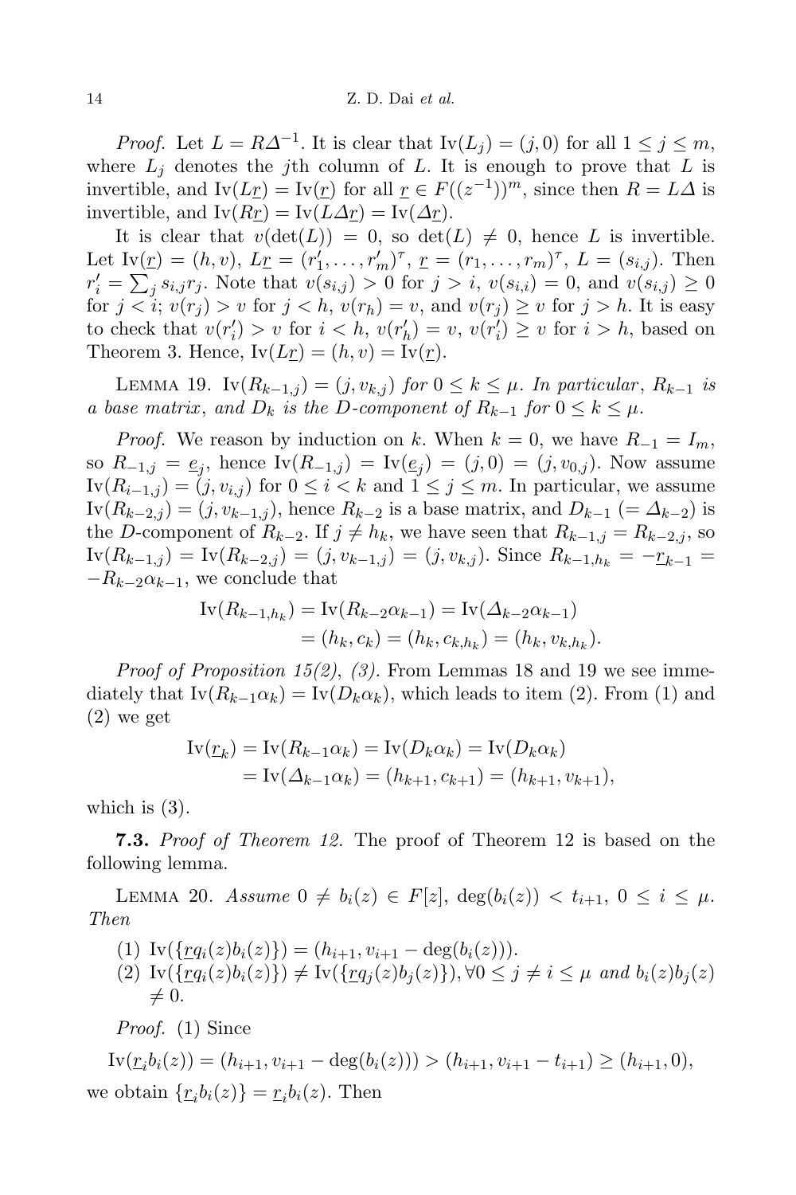*Proof.* Let $L = R\Delta^{-1}$. It is clear that $\mathrm{Iv}(L_j) = (j, 0)$ for all $1 \le j \le m$, where $L_j$ denotes the $j$th column of $L$. It is enough to prove that $L$ is invertible, and $\mathrm{Iv}(L\underline{r}) = \mathrm{Iv}(\underline{r})$ for all $\underline{r} \in F((z^{-1}))^m$, since then $R = L\Delta$ is invertible, and $\mathrm{Iv}(R\underline{r}) = \mathrm{Iv}(L\Delta\underline{r}) = \mathrm{Iv}(\Delta\underline{r})$.

It is clear that $v(\det(L)) = 0$, so $\det(L) \neq 0$, hence $L$ is invertible. Let $\mathrm{Iv}(\underline{r}) = (h, v)$, $L\underline{r} = (r'_1, \ldots, r'_m)^\tau$, $\underline{r} = (r_1, \ldots, r_m)^\tau$, $L = (s_{i,j})$. Then $r'_i = \sum_j s_{i,j} r_j$. Note that $v(s_{i,j}) > 0$ for $j > i$, $v(s_{i,i}) = 0$, and $v(s_{i,j}) \ge 0$ for $j < i$; $v(r_j) > v$ for $j < h$, $v(r_h) = v$, and $v(r_j) \ge v$ for $j > h$. It is easy to check that $v(r'_i) > v$ for $i < h$, $v(r'_h) = v$, $v(r'_i) \ge v$ for $i > h$, based on Theorem 3. Hence, $\mathrm{Iv}(L\underline{r}) = (h, v) = \mathrm{Iv}(\underline{r})$.

Lemma 19. *$\mathrm{Iv}(R_{k-1,j}) = (j, v_{k,j})$ for $0 \le k \le \mu$. In particular, $R_{k-1}$ is a base matrix, and $D_k$ is the $D$-component of $R_{k-1}$ for $0 \le k \le \mu$.*

*Proof.* We reason by induction on $k$. When $k = 0$, we have $R_{-1} = I_m$, so $R_{-1,j} = \underline{e}_j$, hence $\mathrm{Iv}(R_{-1,j}) = \mathrm{Iv}(\underline{e}_j) = (j, 0) = (j, v_{0,j})$. Now assume $\mathrm{Iv}(R_{i-1,j}) = (j, v_{i,j})$ for $0 \le i < k$ and $1 \le j \le m$. In particular, we assume $\mathrm{Iv}(R_{k-2,j}) = (j, v_{k-1,j})$, hence $R_{k-2}$ is a base matrix, and $D_{k-1}$ $(= \Delta_{k-2})$ is the $D$-component of $R_{k-2}$. If $j \neq h_k$, we have seen that $R_{k-1,j} = R_{k-2,j}$, so $\mathrm{Iv}(R_{k-1,j}) = \mathrm{Iv}(R_{k-2,j}) = (j, v_{k-1,j}) = (j, v_{k,j})$. Since $R_{k-1,h_k} = -\underline{r}_{k-1} = -R_{k-2}\alpha_{k-1}$, we conclude that

$$\begin{aligned}\mathrm{Iv}(R_{k-1,h_k}) &= \mathrm{Iv}(R_{k-2}\alpha_{k-1}) = \mathrm{Iv}(\Delta_{k-2}\alpha_{k-1}) \\ &= (h_k, c_k) = (h_k, c_{k,h_k}) = (h_k, v_{k,h_k}).\end{aligned}$$

*Proof of Proposition 15(2), (3).* From Lemmas 18 and 19 we see immediately that $\mathrm{Iv}(R_{k-1}\alpha_k) = \mathrm{Iv}(D_k\alpha_k)$, which leads to item (2). From (1) and (2) we get

$$\begin{aligned}\mathrm{Iv}(\underline{r}_k) &= \mathrm{Iv}(R_{k-1}\alpha_k) = \mathrm{Iv}(D_k\alpha_k) = \mathrm{Iv}(D_k\alpha_k) \\ &= \mathrm{Iv}(\Delta_{k-1}\alpha_k) = (h_{k+1}, c_{k+1}) = (h_{k+1}, v_{k+1}),\end{aligned}$$

which is (3).

**7.3.** *Proof of Theorem 12.* The proof of Theorem 12 is based on the following lemma.

Lemma 20. *Assume $0 \neq b_i(z) \in F[z]$, $\deg(b_i(z)) < t_{i+1}$, $0 \le i \le \mu$. Then*

(1) $\mathrm{Iv}(\{\underline{r}q_i(z)b_i(z)\}) = (h_{i+1}, v_{i+1} - \deg(b_i(z)))$.
(2) $\mathrm{Iv}(\{\underline{r}q_i(z)b_i(z)\}) \neq \mathrm{Iv}(\{\underline{r}q_j(z)b_j(z)\}), \forall 0 \le j \neq i \le \mu$ *and* $b_i(z)b_j(z) \neq 0$.

*Proof.* (1) Since

$$\mathrm{Iv}(\underline{r}_i b_i(z)) = (h_{i+1}, v_{i+1} - \deg(b_i(z))) > (h_{i+1}, v_{i+1} - t_{i+1}) \ge (h_{i+1}, 0),$$

we obtain $\{\underline{r}_i b_i(z)\} = \underline{r}_i b_i(z)$. Then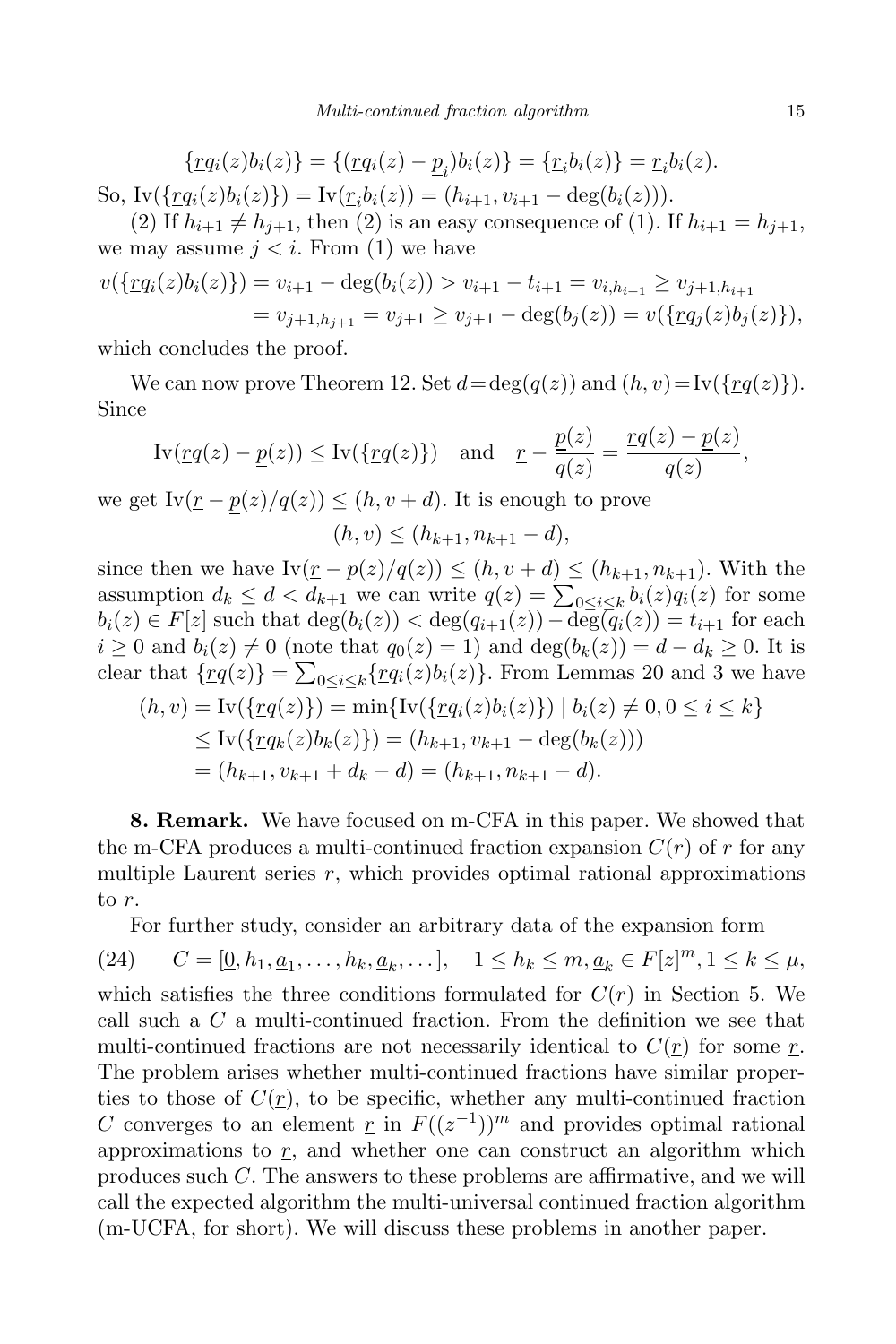$$\{\underline{r}q_i(z)b_i(z)\} = \{(\underline{r}q_i(z) - \underline{p}_i)b_i(z)\} = \{\underline{r}_i b_i(z)\} = \underline{r}_i b_i(z).$$

So, $\mathrm{Iv}(\{\underline{r}q_i(z)b_i(z)\}) = \mathrm{Iv}(\underline{r}_i b_i(z)) = (h_{i+1}, v_{i+1} - \deg(b_i(z)))$.

(2) If $h_{i+1} \neq h_{j+1}$, then (2) is an easy consequence of (1). If $h_{i+1} = h_{j+1}$, we may assume $j < i$. From (1) we have

$$\begin{aligned} v(\{\underline{r}q_i(z)b_i(z)\}) &= v_{i+1} - \deg(b_i(z)) > v_{i+1} - t_{i+1} = v_{i,h_{i+1}} \geq v_{j+1,h_{i+1}} \\ &= v_{j+1,h_{j+1}} = v_{j+1} \geq v_{j+1} - \deg(b_j(z)) = v(\{\underline{r}q_j(z)b_j(z)\}), \end{aligned}$$

which concludes the proof.

We can now prove Theorem 12. Set $d = \deg(q(z))$ and $(h, v) = \mathrm{Iv}(\{\underline{r}q(z)\})$. Since

$$\mathrm{Iv}(\underline{r}q(z) - \underline{p}(z)) \leq \mathrm{Iv}(\{\underline{r}q(z)\}) \quad \text{and} \quad \underline{r} - \frac{\underline{p}(z)}{q(z)} = \frac{\underline{r}q(z) - \underline{p}(z)}{q(z)},$$

we get $\mathrm{Iv}(\underline{r} - \underline{p}(z)/q(z)) \leq (h, v + d)$. It is enough to prove

$$(h, v) \leq (h_{k+1}, n_{k+1} - d),$$

since then we have $\mathrm{Iv}(\underline{r} - \underline{p}(z)/q(z)) \leq (h, v + d) \leq (h_{k+1}, n_{k+1})$. With the assumption $d_k \leq d < d_{k+1}$ we can write $q(z) = \sum_{0 \leq i \leq k} b_i(z)q_i(z)$ for some $b_i(z) \in F[z]$ such that $\deg(b_i(z)) < \deg(q_{i+1}(z)) - \deg(q_i(z)) = t_{i+1}$ for each $i \geq 0$ and $b_i(z) \neq 0$ (note that $q_0(z) = 1$) and $\deg(b_k(z)) = d - d_k \geq 0$. It is clear that $\{\underline{r}q(z)\} = \sum_{0 \leq i \leq k} \{\underline{r}q_i(z)b_i(z)\}$. From Lemmas 20 and 3 we have

$$\begin{aligned} (h, v) = \mathrm{Iv}(\{\underline{r}q(z)\}) &= \min\{\mathrm{Iv}(\{\underline{r}q_i(z)b_i(z)\}) \mid b_i(z) \neq 0, 0 \leq i \leq k\} \\ &\leq \mathrm{Iv}(\{\underline{r}q_k(z)b_k(z)\}) = (h_{k+1}, v_{k+1} - \deg(b_k(z))) \\ &= (h_{k+1}, v_{k+1} + d_k - d) = (h_{k+1}, n_{k+1} - d). \end{aligned}$$

**8. Remark.** We have focused on m-CFA in this paper. We showed that the m-CFA produces a multi-continued fraction expansion $C(\underline{r})$ of $\underline{r}$ for any multiple Laurent series $\underline{r}$, which provides optimal rational approximations to $\underline{r}$.

For further study, consider an arbitrary data of the expansion form

$$(24) \qquad C = [\underline{0}, h_1, \underline{a}_1, \ldots, h_k, \underline{a}_k, \ldots], \quad 1 \leq h_k \leq m, \underline{a}_k \in F[z]^m, 1 \leq k \leq \mu,$$

which satisfies the three conditions formulated for $C(\underline{r})$ in Section 5. We call such a $C$ a multi-continued fraction. From the definition we see that multi-continued fractions are not necessarily identical to $C(\underline{r})$ for some $\underline{r}$. The problem arises whether multi-continued fractions have similar properties to those of $C(\underline{r})$, to be specific, whether any multi-continued fraction $C$ converges to an element $\underline{r}$ in $F((z^{-1}))^m$ and provides optimal rational approximations to $\underline{r}$, and whether one can construct an algorithm which produces such $C$. The answers to these problems are affirmative, and we will call the expected algorithm the multi-universal continued fraction algorithm (m-UCFA, for short). We will discuss these problems in another paper.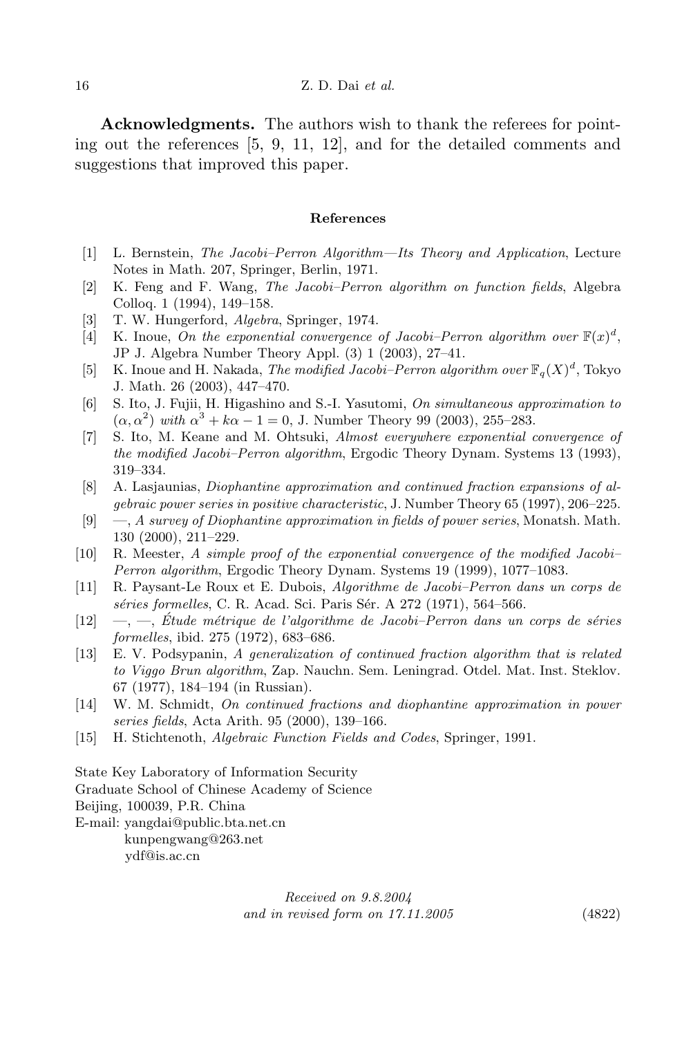**Acknowledgments.** The authors wish to thank the referees for pointing out the references [5, 9, 11, 12], and for the detailed comments and suggestions that improved this paper.

### References

[1] L. Bernstein, *The Jacobi–Perron Algorithm—Its Theory and Application*, Lecture Notes in Math. 207, Springer, Berlin, 1971.

[2] K. Feng and F. Wang, *The Jacobi–Perron algorithm on function fields*, Algebra Colloq. 1 (1994), 149–158.

[3] T. W. Hungerford, *Algebra*, Springer, 1974.

[4] K. Inoue, *On the exponential convergence of Jacobi–Perron algorithm over* $\mathbb{F}(x)^d$, JP J. Algebra Number Theory Appl. (3) 1 (2003), 27–41.

[5] K. Inoue and H. Nakada, *The modified Jacobi–Perron algorithm over* $\mathbb{F}_q(X)^d$, Tokyo J. Math. 26 (2003), 447–470.

[6] S. Ito, J. Fujii, H. Higashino and S.-I. Yasutomi, *On simultaneous approximation to* $(\alpha,\alpha^2)$ *with* $\alpha^3+k\alpha-1=0$, J. Number Theory 99 (2003), 255–283.

[7] S. Ito, M. Keane and M. Ohtsuki, *Almost everywhere exponential convergence of the modified Jacobi–Perron algorithm*, Ergodic Theory Dynam. Systems 13 (1993), 319–334.

[8] A. Lasjaunias, *Diophantine approximation and continued fraction expansions of algebraic power series in positive characteristic*, J. Number Theory 65 (1997), 206–225.

[9] —, *A survey of Diophantine approximation in fields of power series*, Monatsh. Math. 130 (2000), 211–229.

[10] R. Meester, *A simple proof of the exponential convergence of the modified Jacobi–Perron algorithm*, Ergodic Theory Dynam. Systems 19 (1999), 1077–1083.

[11] R. Paysant-Le Roux et E. Dubois, *Algorithme de Jacobi–Perron dans un corps de séries formelles*, C. R. Acad. Sci. Paris Sér. A 272 (1971), 564–566.

[12] —, —, *Étude métrique de l'algorithme de Jacobi–Perron dans un corps de séries formelles*, ibid. 275 (1972), 683–686.

[13] E. V. Podsypanin, *A generalization of continued fraction algorithm that is related to Viggo Brun algorithm*, Zap. Nauchn. Sem. Leningrad. Otdel. Mat. Inst. Steklov. 67 (1977), 184–194 (in Russian).

[14] W. M. Schmidt, *On continued fractions and diophantine approximation in power series fields*, Acta Arith. 95 (2000), 139–166.

[15] H. Stichtenoth, *Algebraic Function Fields and Codes*, Springer, 1991.

State Key Laboratory of Information Security
Graduate School of Chinese Academy of Science
Beijing, 100039, P.R. China
E-mail: yangdai@public.bta.net.cn
kunpengwang@263.net
ydf@is.ac.cn

*Received on 9.8.2004*
*and in revised form on 17.11.2005* (4822)